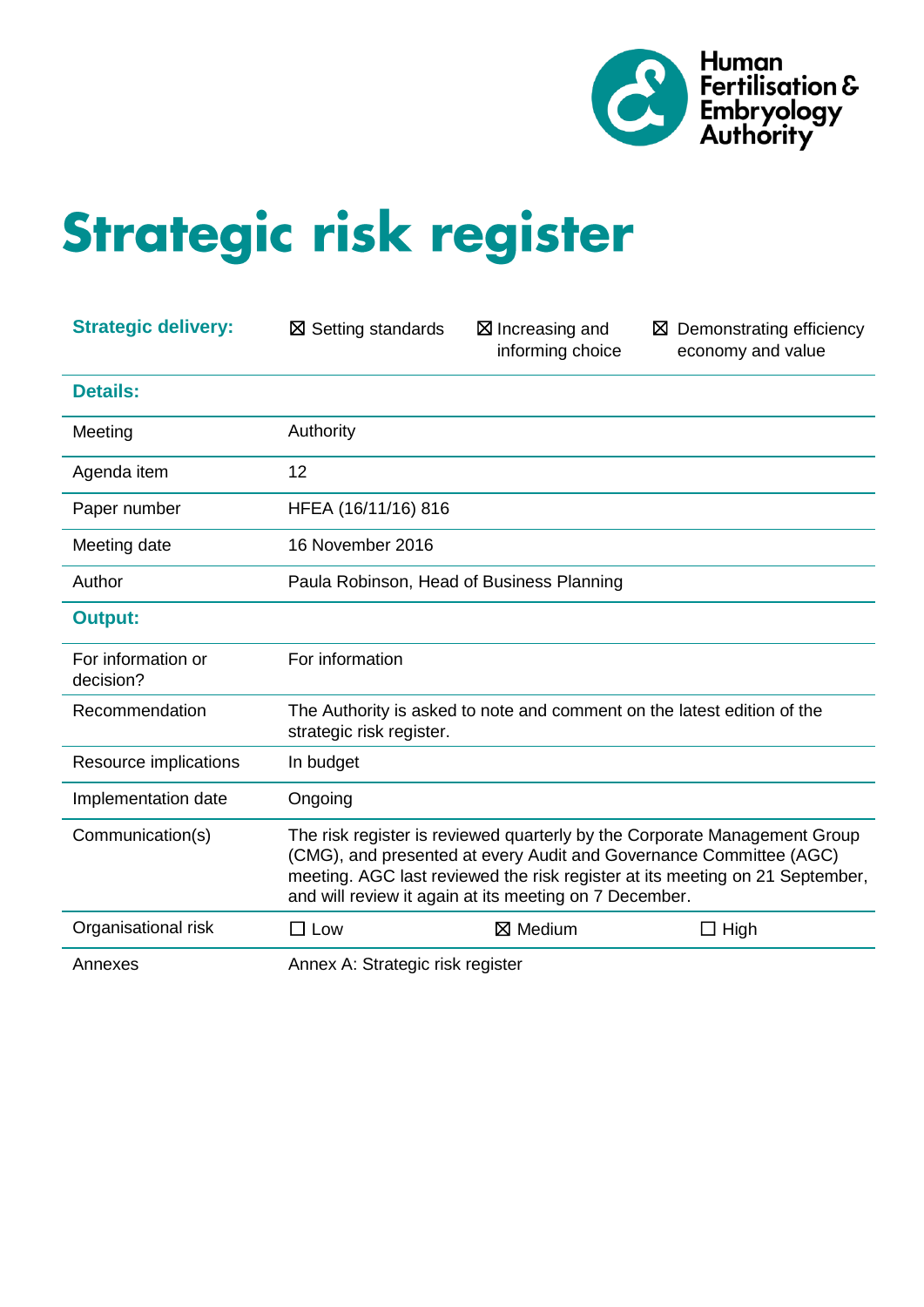Human Fertilisation & Embryology Authority

# Strategic risk register

| **Strategic delivery:** | ☒ Setting standards | ☒ Increasing and informing choice | ☒ Demonstrating efficiency economy and value |
|---|---|---|---|
| **Details:** | | | |
| Meeting | Authority | | |
| Agenda item | 12 | | |
| Paper number | HFEA (16/11/16) 816 | | |
| Meeting date | 16 November 2016 | | |
| Author | Paula Robinson, Head of Business Planning | | |
| **Output:** | | | |
| For information or decision? | For information | | |
| Recommendation | The Authority is asked to note and comment on the latest edition of the strategic risk register. | | |
| Resource implications | In budget | | |
| Implementation date | Ongoing | | |
| Communication(s) | The risk register is reviewed quarterly by the Corporate Management Group (CMG), and presented at every Audit and Governance Committee (AGC) meeting. AGC last reviewed the risk register at its meeting on 21 September, and will review it again at its meeting on 7 December. | | |
| Organisational risk | ☐ Low | ☒ Medium | ☐ High |
| Annexes | Annex A: Strategic risk register | | |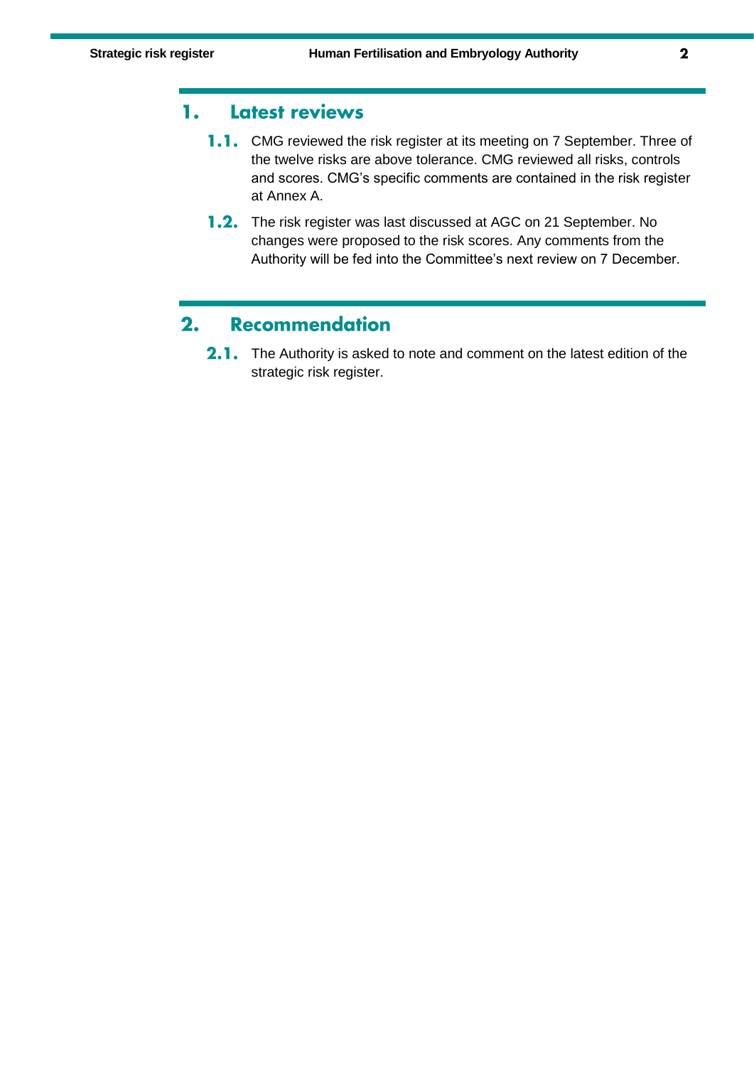## 1. Latest reviews

**1.1.** CMG reviewed the risk register at its meeting on 7 September. Three of the twelve risks are above tolerance. CMG reviewed all risks, controls and scores. CMG's specific comments are contained in the risk register at Annex A.

**1.2.** The risk register was last discussed at AGC on 21 September. No changes were proposed to the risk scores. Any comments from the Authority will be fed into the Committee's next review on 7 December.

## 2. Recommendation

**2.1.** The Authority is asked to note and comment on the latest edition of the strategic risk register.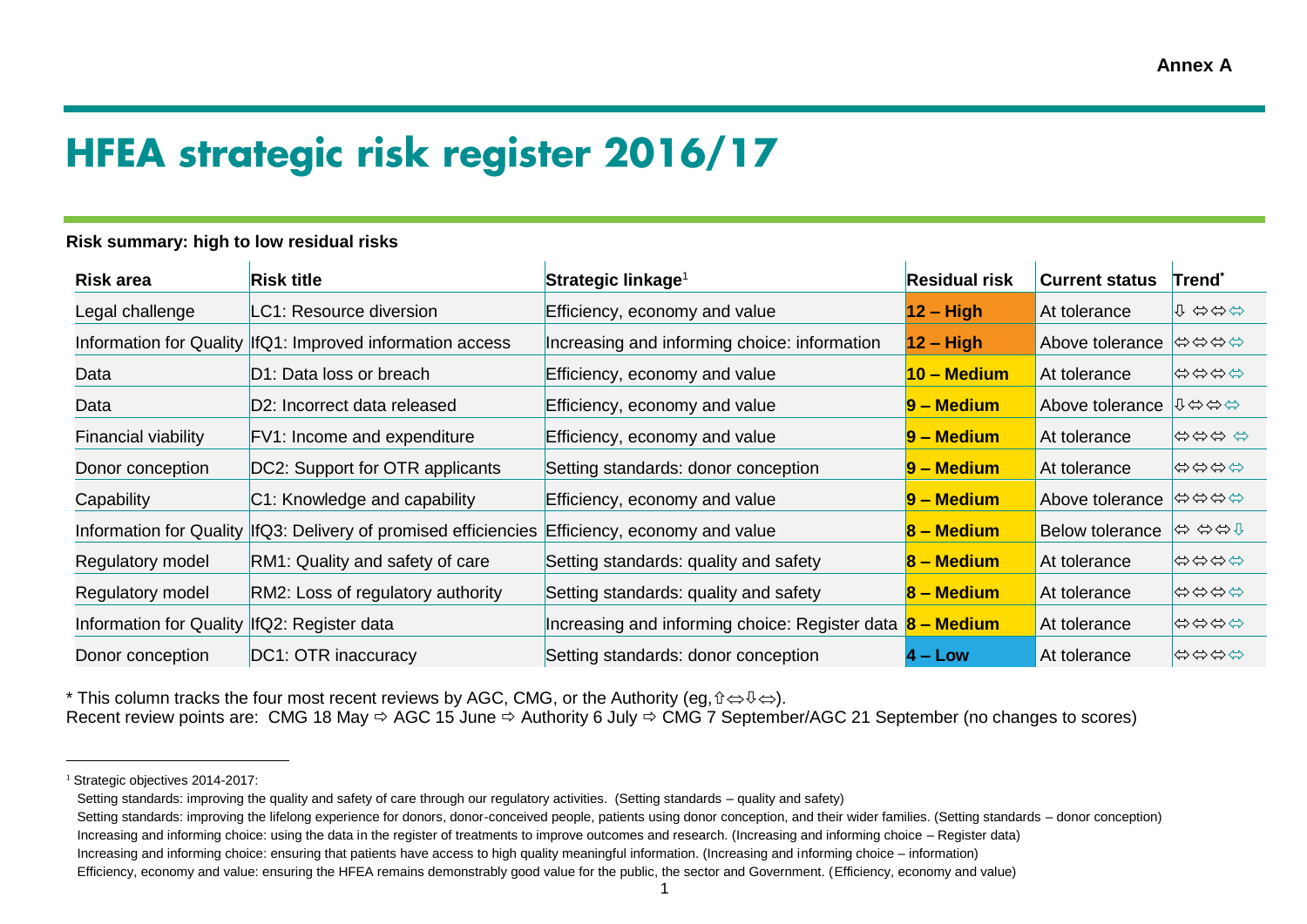Annex A

# HFEA strategic risk register 2016/17

**Risk summary: high to low residual risks**

| Risk area | Risk title | Strategic linkage[1] | Residual risk | Current status | Trend* |
|---|---|---|---|---|---|
| Legal challenge | LC1: Resource diversion | Efficiency, economy and value | **12 – High** | At tolerance | ⇩ ⇔⇔⇔ |
| Information for Quality | IfQ1: Improved information access | Increasing and informing choice: information | **12 – High** | Above tolerance | ⇔⇔⇔⇔ |
| Data | D1: Data loss or breach | Efficiency, economy and value | **10 – Medium** | At tolerance | ⇔⇔⇔⇔ |
| Data | D2: Incorrect data released | Efficiency, economy and value | **9 – Medium** | Above tolerance | ⇩⇔⇔⇔ |
| Financial viability | FV1: Income and expenditure | Efficiency, economy and value | **9 – Medium** | At tolerance | ⇔⇔⇔ ⇔ |
| Donor conception | DC2: Support for OTR applicants | Setting standards: donor conception | **9 – Medium** | At tolerance | ⇔⇔⇔⇔ |
| Capability | C1: Knowledge and capability | Efficiency, economy and value | **9 – Medium** | Above tolerance | ⇔⇔⇔⇔ |
| Information for Quality | IfQ3: Delivery of promised efficiencies | Efficiency, economy and value | **8 – Medium** | Below tolerance | ⇔ ⇔⇔⇩ |
| Regulatory model | RM1: Quality and safety of care | Setting standards: quality and safety | **8 – Medium** | At tolerance | ⇔⇔⇔⇔ |
| Regulatory model | RM2: Loss of regulatory authority | Setting standards: quality and safety | **8 – Medium** | At tolerance | ⇔⇔⇔⇔ |
| Information for Quality | IfQ2: Register data | Increasing and informing choice: Register data | **8 – Medium** | At tolerance | ⇔⇔⇔⇔ |
| Donor conception | DC1: OTR inaccuracy | Setting standards: donor conception | **4 – Low** | At tolerance | ⇔⇔⇔⇔ |

* This column tracks the four most recent reviews by AGC, CMG, or the Authority (eg,⇧⇔⇩⇔).
Recent review points are: CMG 18 May ⇨ AGC 15 June ⇨ Authority 6 July ⇨ CMG 7 September/AGC 21 September (no changes to scores)

[1] Strategic objectives 2014-2017:

Setting standards: improving the quality and safety of care through our regulatory activities. (Setting standards – quality and safety)

Setting standards: improving the lifelong experience for donors, donor-conceived people, patients using donor conception, and their wider families. (Setting standards – donor conception)

Increasing and informing choice: using the data in the register of treatments to improve outcomes and research. (Increasing and informing choice – Register data)

Increasing and informing choice: ensuring that patients have access to high quality meaningful information. (Increasing and informing choice – information)

Efficiency, economy and value: ensuring the HFEA remains demonstrably good value for the public, the sector and Government. (Efficiency, economy and value)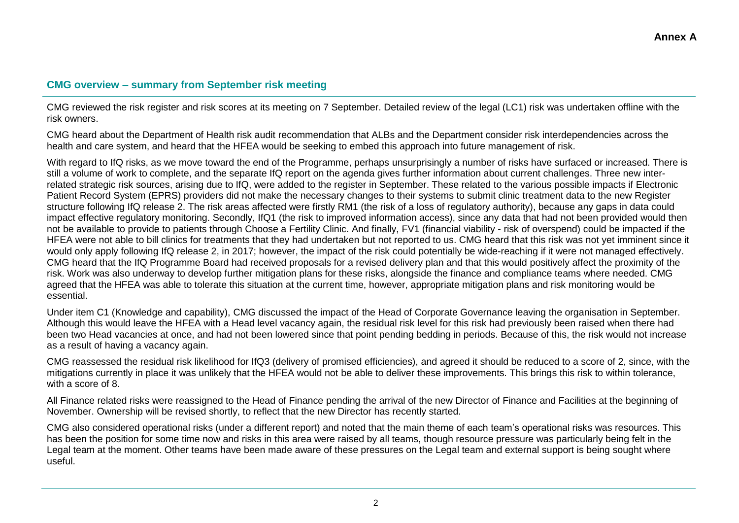**Annex A**

## CMG overview – summary from September risk meeting

CMG reviewed the risk register and risk scores at its meeting on 7 September. Detailed review of the legal (LC1) risk was undertaken offline with the risk owners.

CMG heard about the Department of Health risk audit recommendation that ALBs and the Department consider risk interdependencies across the health and care system, and heard that the HFEA would be seeking to embed this approach into future management of risk.

With regard to IfQ risks, as we move toward the end of the Programme, perhaps unsurprisingly a number of risks have surfaced or increased. There is still a volume of work to complete, and the separate IfQ report on the agenda gives further information about current challenges. Three new inter-related strategic risk sources, arising due to IfQ, were added to the register in September. These related to the various possible impacts if Electronic Patient Record System (EPRS) providers did not make the necessary changes to their systems to submit clinic treatment data to the new Register structure following IfQ release 2. The risk areas affected were firstly RM1 (the risk of a loss of regulatory authority), because any gaps in data could impact effective regulatory monitoring. Secondly, IfQ1 (the risk to improved information access), since any data that had not been provided would then not be available to provide to patients through Choose a Fertility Clinic. And finally, FV1 (financial viability - risk of overspend) could be impacted if the HFEA were not able to bill clinics for treatments that they had undertaken but not reported to us. CMG heard that this risk was not yet imminent since it would only apply following IfQ release 2, in 2017; however, the impact of the risk could potentially be wide-reaching if it were not managed effectively. CMG heard that the IfQ Programme Board had received proposals for a revised delivery plan and that this would positively affect the proximity of the risk. Work was also underway to develop further mitigation plans for these risks, alongside the finance and compliance teams where needed. CMG agreed that the HFEA was able to tolerate this situation at the current time, however, appropriate mitigation plans and risk monitoring would be essential.

Under item C1 (Knowledge and capability), CMG discussed the impact of the Head of Corporate Governance leaving the organisation in September. Although this would leave the HFEA with a Head level vacancy again, the residual risk level for this risk had previously been raised when there had been two Head vacancies at once, and had not been lowered since that point pending bedding in periods. Because of this, the risk would not increase as a result of having a vacancy again.

CMG reassessed the residual risk likelihood for IfQ3 (delivery of promised efficiencies), and agreed it should be reduced to a score of 2, since, with the mitigations currently in place it was unlikely that the HFEA would not be able to deliver these improvements. This brings this risk to within tolerance, with a score of 8.

All Finance related risks were reassigned to the Head of Finance pending the arrival of the new Director of Finance and Facilities at the beginning of November. Ownership will be revised shortly, to reflect that the new Director has recently started.

CMG also considered operational risks (under a different report) and noted that the main theme of each team's operational risks was resources. This has been the position for some time now and risks in this area were raised by all teams, though resource pressure was particularly being felt in the Legal team at the moment. Other teams have been made aware of these pressures on the Legal team and external support is being sought where useful.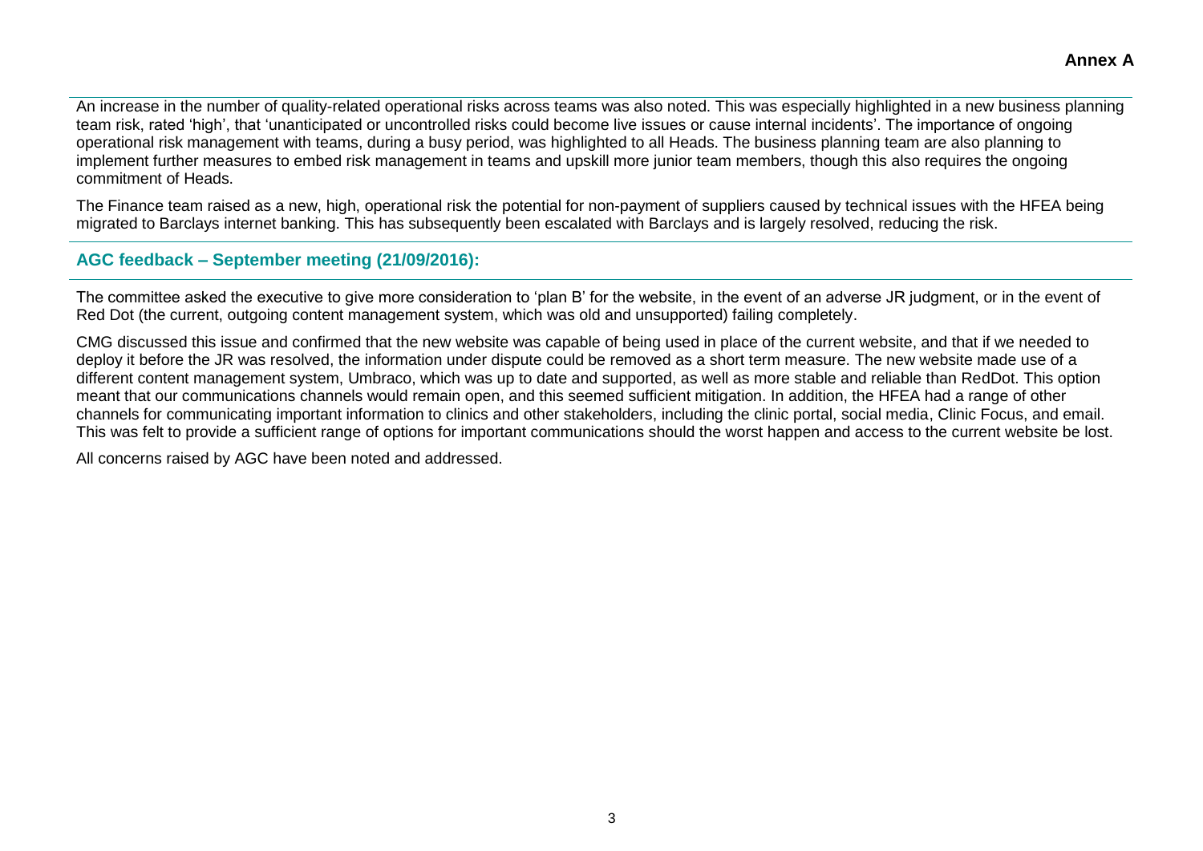An increase in the number of quality-related operational risks across teams was also noted. This was especially highlighted in a new business planning team risk, rated 'high', that 'unanticipated or uncontrolled risks could become live issues or cause internal incidents'. The importance of ongoing operational risk management with teams, during a busy period, was highlighted to all Heads. The business planning team are also planning to implement further measures to embed risk management in teams and upskill more junior team members, though this also requires the ongoing commitment of Heads.

The Finance team raised as a new, high, operational risk the potential for non-payment of suppliers caused by technical issues with the HFEA being migrated to Barclays internet banking. This has subsequently been escalated with Barclays and is largely resolved, reducing the risk.

## AGC feedback – September meeting (21/09/2016):

The committee asked the executive to give more consideration to 'plan B' for the website, in the event of an adverse JR judgment, or in the event of Red Dot (the current, outgoing content management system, which was old and unsupported) failing completely.

CMG discussed this issue and confirmed that the new website was capable of being used in place of the current website, and that if we needed to deploy it before the JR was resolved, the information under dispute could be removed as a short term measure. The new website made use of a different content management system, Umbraco, which was up to date and supported, as well as more stable and reliable than RedDot. This option meant that our communications channels would remain open, and this seemed sufficient mitigation. In addition, the HFEA had a range of other channels for communicating important information to clinics and other stakeholders, including the clinic portal, social media, Clinic Focus, and email. This was felt to provide a sufficient range of options for important communications should the worst happen and access to the current website be lost.

All concerns raised by AGC have been noted and addressed.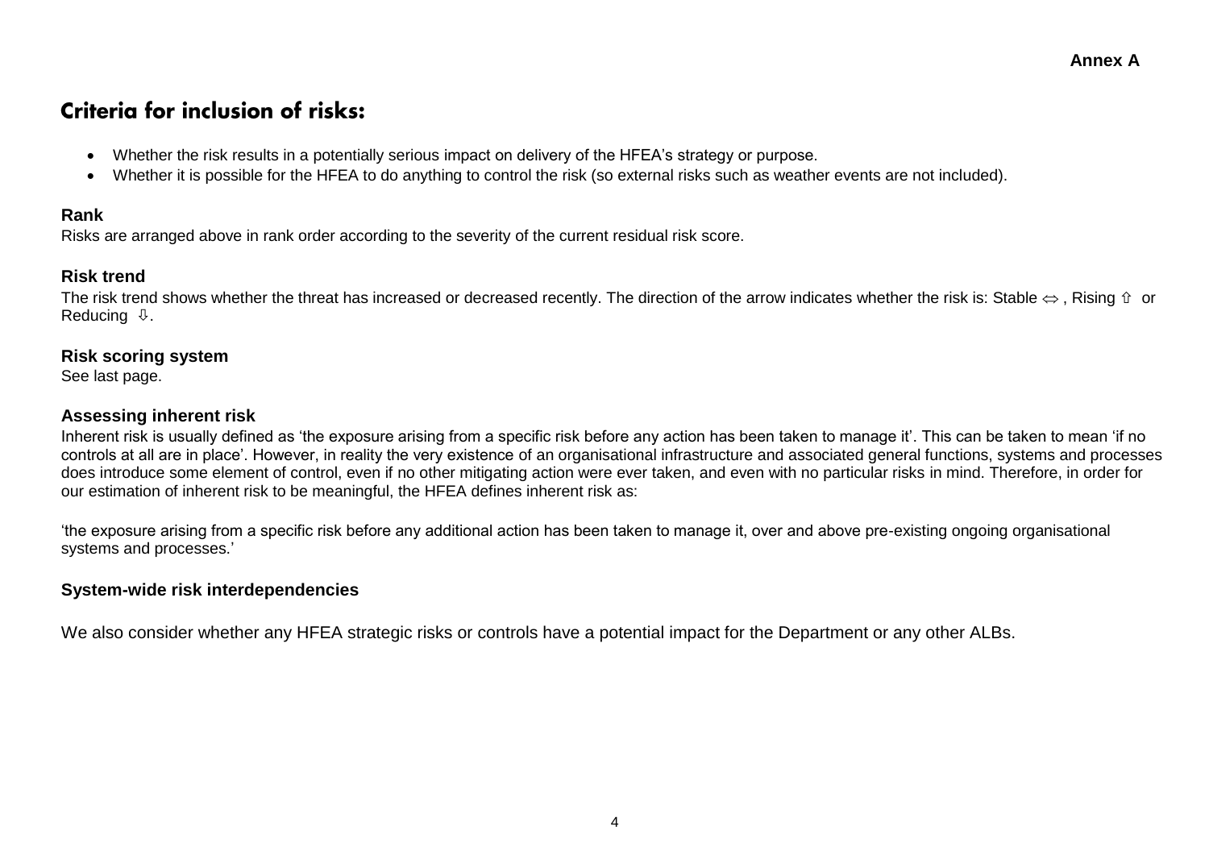Annex A

# Criteria for inclusion of risks:

- Whether the risk results in a potentially serious impact on delivery of the HFEA's strategy or purpose.
- Whether it is possible for the HFEA to do anything to control the risk (so external risks such as weather events are not included).

### Rank

Risks are arranged above in rank order according to the severity of the current residual risk score.

### Risk trend

The risk trend shows whether the threat has increased or decreased recently. The direction of the arrow indicates whether the risk is: Stable ⇔ , Rising ⇧ or Reducing ⇩.

### Risk scoring system

See last page.

### Assessing inherent risk

Inherent risk is usually defined as 'the exposure arising from a specific risk before any action has been taken to manage it'. This can be taken to mean 'if no controls at all are in place'. However, in reality the very existence of an organisational infrastructure and associated general functions, systems and processes does introduce some element of control, even if no other mitigating action were ever taken, and even with no particular risks in mind. Therefore, in order for our estimation of inherent risk to be meaningful, the HFEA defines inherent risk as:

'the exposure arising from a specific risk before any additional action has been taken to manage it, over and above pre-existing ongoing organisational systems and processes.'

### System-wide risk interdependencies

We also consider whether any HFEA strategic risks or controls have a potential impact for the Department or any other ALBs.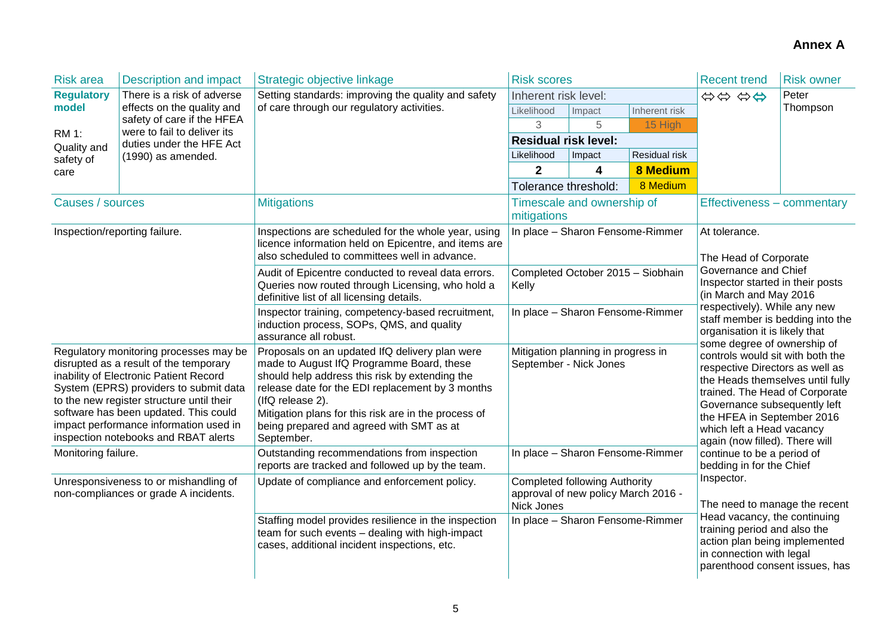**Annex A**

| Risk area | Description and impact | Strategic objective linkage | Risk scores | | | Recent trend | Risk owner |
|---|---|---|---|---|---|---|---|
| **Regulatory model**<br><br>RM 1: Quality and safety of care | There is a risk of adverse effects on the quality and safety of care if the HFEA were to fail to deliver its duties under the HFE Act (1990) as amended. | Setting standards: improving the quality and safety of care through our regulatory activities. | Inherent risk level: | | | ⇔⇔ ⇔⇔ | Peter Thompson |
| | | | Likelihood | Impact | Inherent risk | | |
| | | | 3 | 5 | 15 High | | |
| | | | **Residual risk level:** | | | | |
| | | | Likelihood | Impact | Residual risk | | |
| | | | **2** | **4** | **8 Medium** | | |
| | | | Tolerance threshold: | | 8 Medium | | |

| Causes / sources | Mitigations | Timescale and ownership of mitigations | Effectiveness – commentary |
|---|---|---|---|
| Inspection/reporting failure. | Inspections are scheduled for the whole year, using licence information held on Epicentre, and items are also scheduled to committees well in advance. | In place – Sharon Fensome-Rimmer | At tolerance.<br><br>The Head of Corporate Governance and Chief Inspector started in their posts (in March and May 2016 respectively). While any new staff member is bedding into the organisation it is likely that some degree of ownership of controls would sit with both the respective Directors as well as the Heads themselves until fully trained. The Head of Corporate Governance subsequently left the HFEA in September 2016 which left a Head vacancy again (now filled). There will continue to be a period of bedding in for the Chief Inspector.<br><br>The need to manage the recent Head vacancy, the continuing training period and also the action plan being implemented in connection with legal parenthood consent issues, has |
| | Audit of Epicentre conducted to reveal data errors. Queries now routed through Licensing, who hold a definitive list of all licensing details. | Completed October 2015 – Siobhain Kelly | |
| | Inspector training, competency-based recruitment, induction process, SOPs, QMS, and quality assurance all robust. | In place – Sharon Fensome-Rimmer | |
| Regulatory monitoring processes may be disrupted as a result of the temporary inability of Electronic Patient Record System (EPRS) providers to submit data to the new register structure until their software has been updated. This could impact performance information used in inspection notebooks and RBAT alerts | Proposals on an updated IfQ delivery plan were made to August IfQ Programme Board, these should help address this risk by extending the release date for the EDI replacement by 3 months (IfQ release 2).<br>Mitigation plans for this risk are in the process of being prepared and agreed with SMT as at September. | Mitigation planning in progress in September - Nick Jones | |
| Monitoring failure. | Outstanding recommendations from inspection reports are tracked and followed up by the team. | In place – Sharon Fensome-Rimmer | |
| Unresponsiveness to or mishandling of non-compliances or grade A incidents. | Update of compliance and enforcement policy. | Completed following Authority approval of new policy March 2016 - Nick Jones | |
| | Staffing model provides resilience in the inspection team for such events – dealing with high-impact cases, additional incident inspections, etc. | In place – Sharon Fensome-Rimmer | |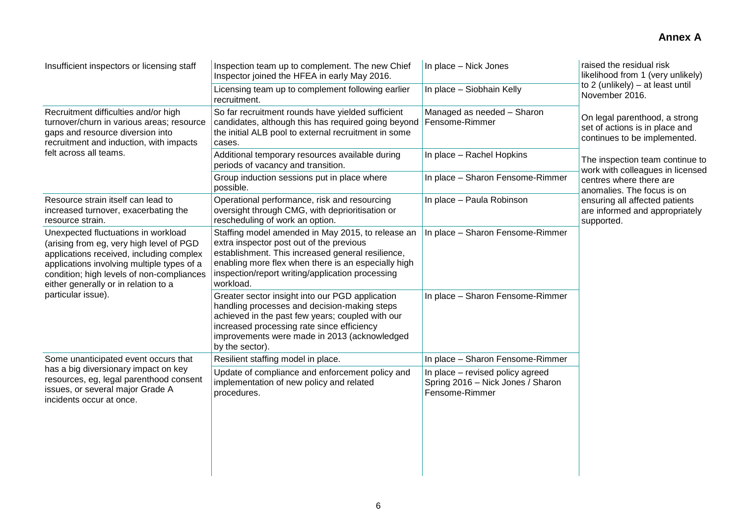**Annex A**

| | | | |
|---|---|---|---|
| Insufficient inspectors or licensing staff | Inspection team up to complement. The new Chief Inspector joined the HFEA in early May 2016. | In place – Nick Jones | raised the residual risk likelihood from 1 (very unlikely) to 2 (unlikely) – at least until November 2016.<br><br>On legal parenthood, a strong set of actions is in place and continues to be implemented.<br><br>The inspection team continue to work with colleagues in licensed centres where there are anomalies. The focus is on ensuring all affected patients are informed and appropriately supported. |
| | Licensing team up to complement following earlier recruitment. | In place – Siobhain Kelly | |
| Recruitment difficulties and/or high turnover/churn in various areas; resource gaps and resource diversion into recruitment and induction, with impacts felt across all teams. | So far recruitment rounds have yielded sufficient candidates, although this has required going beyond the initial ALB pool to external recruitment in some cases. | Managed as needed – Sharon Fensome-Rimmer | |
| | Additional temporary resources available during periods of vacancy and transition. | In place – Rachel Hopkins | |
| | Group induction sessions put in place where possible. | In place – Sharon Fensome-Rimmer | |
| Resource strain itself can lead to increased turnover, exacerbating the resource strain. | Operational performance, risk and resourcing oversight through CMG, with deprioritisation or rescheduling of work an option. | In place – Paula Robinson | |
| Unexpected fluctuations in workload (arising from eg, very high level of PGD applications received, including complex applications involving multiple types of a condition; high levels of non-compliances either generally or in relation to a particular issue). | Staffing model amended in May 2015, to release an extra inspector post out of the previous establishment. This increased general resilience, enabling more flex when there is an especially high inspection/report writing/application processing workload. | In place – Sharon Fensome-Rimmer | |
| | Greater sector insight into our PGD application handling processes and decision-making steps achieved in the past few years; coupled with our increased processing rate since efficiency improvements were made in 2013 (acknowledged by the sector). | In place – Sharon Fensome-Rimmer | |
| Some unanticipated event occurs that has a big diversionary impact on key resources, eg, legal parenthood consent issues, or several major Grade A incidents occur at once. | Resilient staffing model in place. | In place – Sharon Fensome-Rimmer | |
| | Update of compliance and enforcement policy and implementation of new policy and related procedures. | In place – revised policy agreed Spring 2016 – Nick Jones / Sharon Fensome-Rimmer | |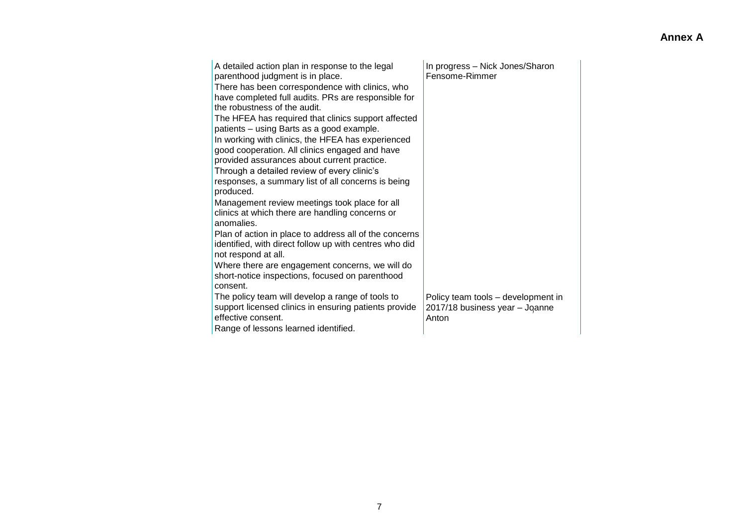**Annex A**

| | |
|---|---|
| A detailed action plan in response to the legal parenthood judgment is in place.<br>There has been correspondence with clinics, who have completed full audits. PRs are responsible for the robustness of the audit.<br>The HFEA has required that clinics support affected patients – using Barts as a good example.<br>In working with clinics, the HFEA has experienced good cooperation. All clinics engaged and have provided assurances about current practice.<br>Through a detailed review of every clinic's responses, a summary list of all concerns is being produced.<br>Management review meetings took place for all clinics at which there are handling concerns or anomalies.<br>Plan of action in place to address all of the concerns identified, with direct follow up with centres who did not respond at all.<br>Where there are engagement concerns, we will do short-notice inspections, focused on parenthood consent. | In progress – Nick Jones/Sharon Fensome-Rimmer |
| The policy team will develop a range of tools to support licensed clinics in ensuring patients provide effective consent.<br>Range of lessons learned identified. | Policy team tools – development in 2017/18 business year – Joanne Anton |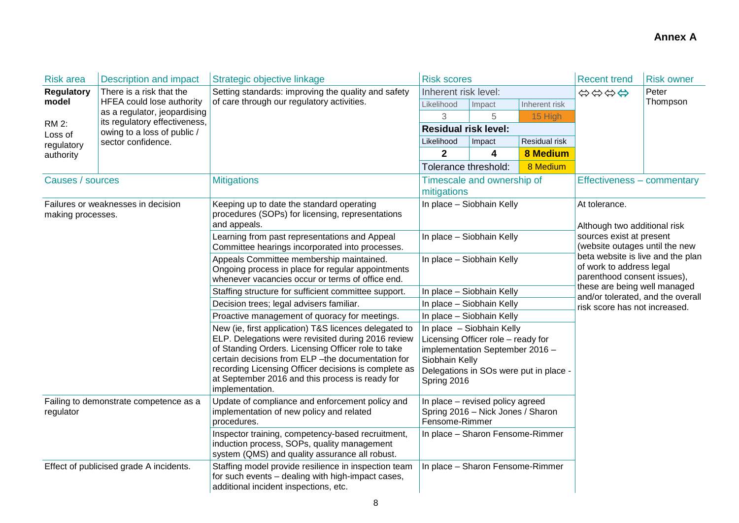**Annex A**

| Risk area | Description and impact | Strategic objective linkage | Risk scores | | | Recent trend | Risk owner |
|---|---|---|---|---|---|---|---|
| **Regulatory model**<br><br>RM 2: Loss of regulatory authority | There is a risk that the HFEA could lose authority as a regulator, jeopardising its regulatory effectiveness, owing to a loss of public / sector confidence. | Setting standards: improving the quality and safety of care through our regulatory activities. | Inherent risk level: | | | ⇔⇔⇔⇔ | Peter Thompson |
| | | | Likelihood | Impact | Inherent risk | | |
| | | | 3 | 5 | 15 High | | |
| | | | **Residual risk level:** | | | | |
| | | | Likelihood | Impact | Residual risk | | |
| | | | **2** | **4** | **8 Medium** | | |
| | | | Tolerance threshold: | | 8 Medium | | |

| Causes / sources | Mitigations | Timescale and ownership of mitigations | Effectiveness – commentary |
|---|---|---|---|
| Failures or weaknesses in decision making processes. | Keeping up to date the standard operating procedures (SOPs) for licensing, representations and appeals. | In place – Siobhain Kelly | At tolerance.<br><br>Although two additional risk sources exist at present (website outages until the new beta website is live and the plan of work to address legal parenthood consent issues), these are being well managed and/or tolerated, and the overall risk score has not increased. |
| | Learning from past representations and Appeal Committee hearings incorporated into processes. | In place – Siobhain Kelly | |
| | Appeals Committee membership maintained. Ongoing process in place for regular appointments whenever vacancies occur or terms of office end. | In place – Siobhain Kelly | |
| | Staffing structure for sufficient committee support. | In place – Siobhain Kelly | |
| | Decision trees; legal advisers familiar. | In place – Siobhain Kelly | |
| | Proactive management of quoracy for meetings. | In place – Siobhain Kelly | |
| | New (ie, first application) T&S licences delegated to ELP. Delegations were revisited during 2016 review of Standing Orders. Licensing Officer role to take certain decisions from ELP –the documentation for recording Licensing Officer decisions is complete as at September 2016 and this process is ready for implementation. | In place – Siobhain Kelly<br>Licensing Officer role – ready for implementation September 2016 – Siobhain Kelly<br>Delegations in SOs were put in place - Spring 2016 | |
| Failing to demonstrate competence as a regulator | Update of compliance and enforcement policy and implementation of new policy and related procedures. | In place – revised policy agreed Spring 2016 – Nick Jones / Sharon Fensome-Rimmer | |
| | Inspector training, competency-based recruitment, induction process, SOPs, quality management system (QMS) and quality assurance all robust. | In place – Sharon Fensome-Rimmer | |
| Effect of publicised grade A incidents. | Staffing model provide resilience in inspection team for such events – dealing with high-impact cases, additional incident inspections, etc. | In place – Sharon Fensome-Rimmer | |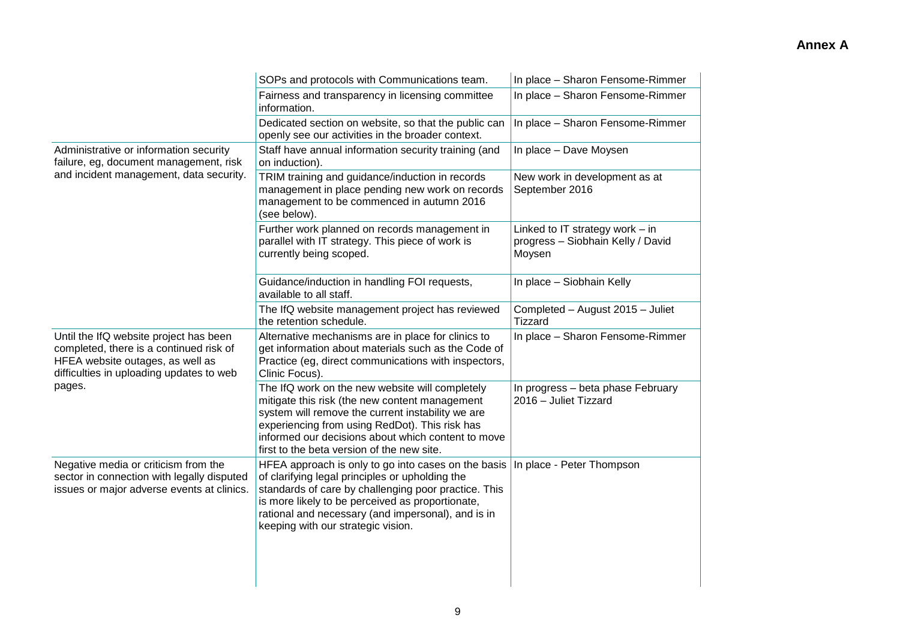**Annex A**

| | | |
|---|---|---|
| | SOPs and protocols with Communications team. | In place – Sharon Fensome-Rimmer |
| | Fairness and transparency in licensing committee information. | In place – Sharon Fensome-Rimmer |
| | Dedicated section on website, so that the public can openly see our activities in the broader context. | In place – Sharon Fensome-Rimmer |
| Administrative or information security failure, eg, document management, risk and incident management, data security. | Staff have annual information security training (and on induction). | In place – Dave Moysen |
| | TRIM training and guidance/induction in records management in place pending new work on records management to be commenced in autumn 2016 (see below). | New work in development as at September 2016 |
| | Further work planned on records management in parallel with IT strategy. This piece of work is currently being scoped. | Linked to IT strategy work – in progress – Siobhain Kelly / David Moysen |
| | Guidance/induction in handling FOI requests, available to all staff. | In place – Siobhain Kelly |
| | The IfQ website management project has reviewed the retention schedule. | Completed – August 2015 – Juliet Tizzard |
| Until the IfQ website project has been completed, there is a continued risk of HFEA website outages, as well as difficulties in uploading updates to web pages. | Alternative mechanisms are in place for clinics to get information about materials such as the Code of Practice (eg, direct communications with inspectors, Clinic Focus). | In place – Sharon Fensome-Rimmer |
| | The IfQ work on the new website will completely mitigate this risk (the new content management system will remove the current instability we are experiencing from using RedDot). This risk has informed our decisions about which content to move first to the beta version of the new site. | In progress – beta phase February 2016 – Juliet Tizzard |
| Negative media or criticism from the sector in connection with legally disputed issues or major adverse events at clinics. | HFEA approach is only to go into cases on the basis of clarifying legal principles or upholding the standards of care by challenging poor practice. This is more likely to be perceived as proportionate, rational and necessary (and impersonal), and is in keeping with our strategic vision. | In place - Peter Thompson |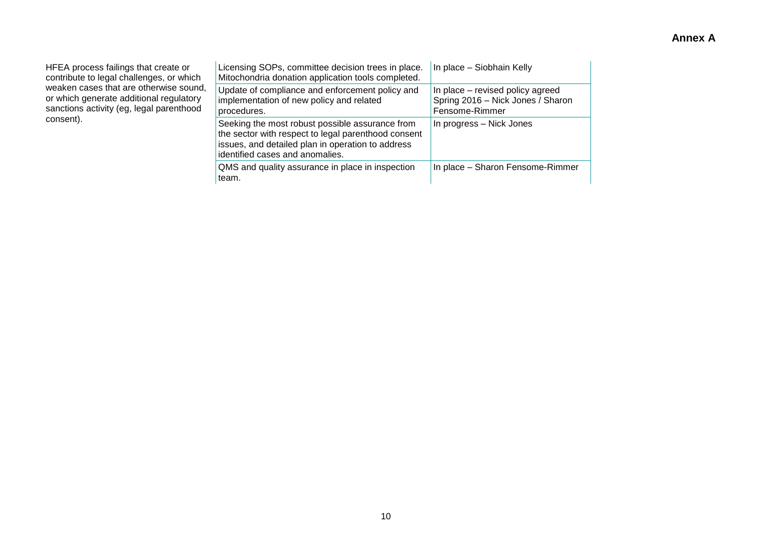**Annex A**

| | | |
|---|---|---|
| HFEA process failings that create or contribute to legal challenges, or which weaken cases that are otherwise sound, or which generate additional regulatory sanctions activity (eg, legal parenthood consent). | Licensing SOPs, committee decision trees in place. Mitochondria donation application tools completed. | In place – Siobhain Kelly |
| | Update of compliance and enforcement policy and implementation of new policy and related procedures. | In place – revised policy agreed Spring 2016 – Nick Jones / Sharon Fensome-Rimmer |
| | Seeking the most robust possible assurance from the sector with respect to legal parenthood consent issues, and detailed plan in operation to address identified cases and anomalies. | In progress – Nick Jones |
| | QMS and quality assurance in place in inspection team. | In place – Sharon Fensome-Rimmer |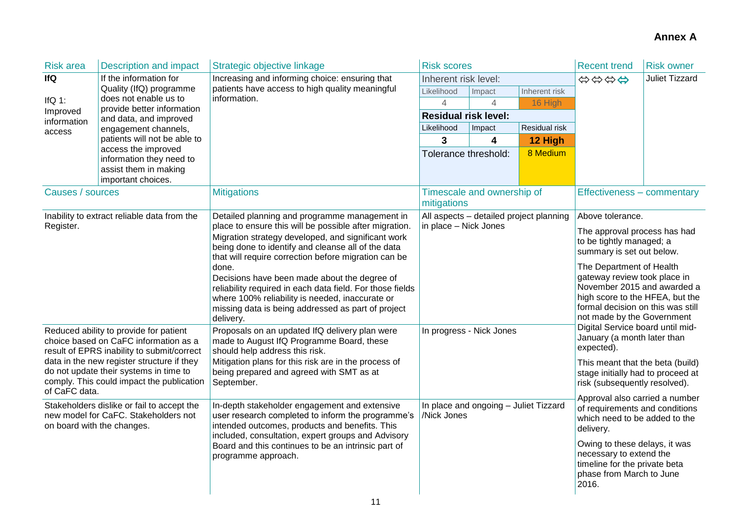**Annex A**

| Risk area | Description and impact | Strategic objective linkage | Risk scores | | | Recent trend | Risk owner |
|---|---|---|---|---|---|---|---|
| **IfQ**<br><br>IfQ 1: Improved information access | If the information for Quality (IfQ) programme does not enable us to provide better information and data, and improved engagement channels, patients will not be able to access the improved information they need to assist them in making important choices. | Increasing and informing choice: ensuring that patients have access to high quality meaningful information. | Inherent risk level: | | | ⬄⬄⬄⬄ | Juliet Tizzard |
| | | | Likelihood | Impact | Inherent risk | | |
| | | | 4 | 4 | 16 High | | |
| | | | **Residual risk level:** | | | | |
| | | | Likelihood | Impact | Residual risk | | |
| | | | **3** | **4** | **12 High** | | |
| | | | Tolerance threshold: | | 8 Medium | | |

| Causes / sources | Mitigations | Timescale and ownership of mitigations | Effectiveness – commentary |
|---|---|---|---|
| Inability to extract reliable data from the Register. | Detailed planning and programme management in place to ensure this will be possible after migration.<br>Migration strategy developed, and significant work being done to identify and cleanse all of the data that will require correction before migration can be done.<br>Decisions have been made about the degree of reliability required in each data field. For those fields where 100% reliability is needed, inaccurate or missing data is being addressed as part of project delivery. | All aspects – detailed project planning in place – Nick Jones | Above tolerance.<br>The approval process has had to be tightly managed; a summary is set out below.<br>The Department of Health gateway review took place in November 2015 and awarded a high score to the HFEA, but the formal decision on this was still not made by the Government Digital Service board until mid-January (a month later than expected).<br>This meant that the beta (build) stage initially had to proceed at risk (subsequently resolved).<br>Approval also carried a number of requirements and conditions which need to be added to the delivery.<br>Owing to these delays, it was necessary to extend the timeline for the private beta phase from March to June 2016. |
| Reduced ability to provide for patient choice based on CaFC information as a result of EPRS inability to submit/correct data in the new register structure if they do not update their systems in time to comply. This could impact the publication of CaFC data. | Proposals on an updated IfQ delivery plan were made to August IfQ Programme Board, these should help address this risk.<br>Mitigation plans for this risk are in the process of being prepared and agreed with SMT as at September. | In progress - Nick Jones | |
| Stakeholders dislike or fail to accept the new model for CaFC. Stakeholders not on board with the changes. | In-depth stakeholder engagement and extensive user research completed to inform the programme's intended outcomes, products and benefits. This included, consultation, expert groups and Advisory Board and this continues to be an intrinsic part of programme approach. | In place and ongoing – Juliet Tizzard /Nick Jones | |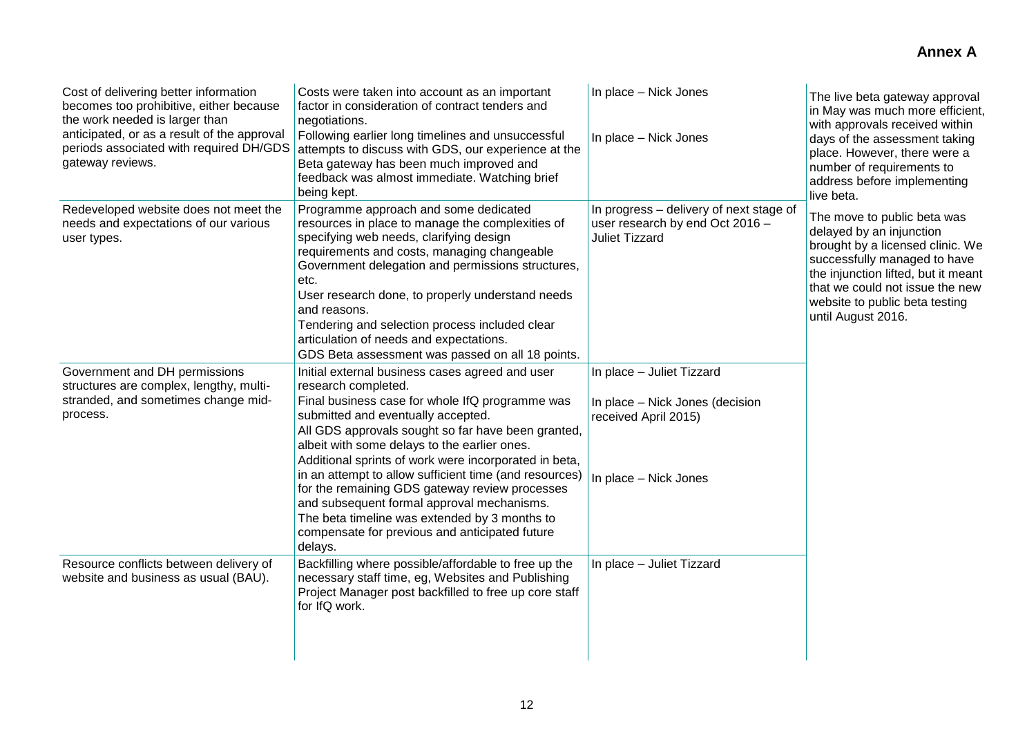**Annex A**

| | | | |
|---|---|---|---|
| Cost of delivering better information becomes too prohibitive, either because the work needed is larger than anticipated, or as a result of the approval periods associated with required DH/GDS gateway reviews. | Costs were taken into account as an important factor in consideration of contract tenders and negotiations.<br>Following earlier long timelines and unsuccessful attempts to discuss with GDS, our experience at the Beta gateway has been much improved and feedback was almost immediate. Watching brief being kept. | In place – Nick Jones<br><br>In place – Nick Jones | The live beta gateway approval in May was much more efficient, with approvals received within days of the assessment taking place. However, there were a number of requirements to address before implementing live beta. |
| Redeveloped website does not meet the needs and expectations of our various user types. | Programme approach and some dedicated resources in place to manage the complexities of specifying web needs, clarifying design requirements and costs, managing changeable Government delegation and permissions structures, etc.<br>User research done, to properly understand needs and reasons.<br>Tendering and selection process included clear articulation of needs and expectations.<br>GDS Beta assessment was passed on all 18 points. | In progress – delivery of next stage of user research by end Oct 2016 – Juliet Tizzard | The move to public beta was delayed by an injunction brought by a licensed clinic. We successfully managed to have the injunction lifted, but it meant that we could not issue the new website to public beta testing until August 2016. |
| Government and DH permissions structures are complex, lengthy, multi-stranded, and sometimes change mid-process. | Initial external business cases agreed and user research completed.<br>Final business case for whole IfQ programme was submitted and eventually accepted.<br>All GDS approvals sought so far have been granted, albeit with some delays to the earlier ones.<br>Additional sprints of work were incorporated in beta, in an attempt to allow sufficient time (and resources) for the remaining GDS gateway review processes and subsequent formal approval mechanisms.<br>The beta timeline was extended by 3 months to compensate for previous and anticipated future delays. | In place – Juliet Tizzard<br><br>In place – Nick Jones (decision received April 2015)<br><br>In place – Nick Jones | |
| Resource conflicts between delivery of website and business as usual (BAU). | Backfilling where possible/affordable to free up the necessary staff time, eg, Websites and Publishing Project Manager post backfilled to free up core staff for IfQ work. | In place – Juliet Tizzard | |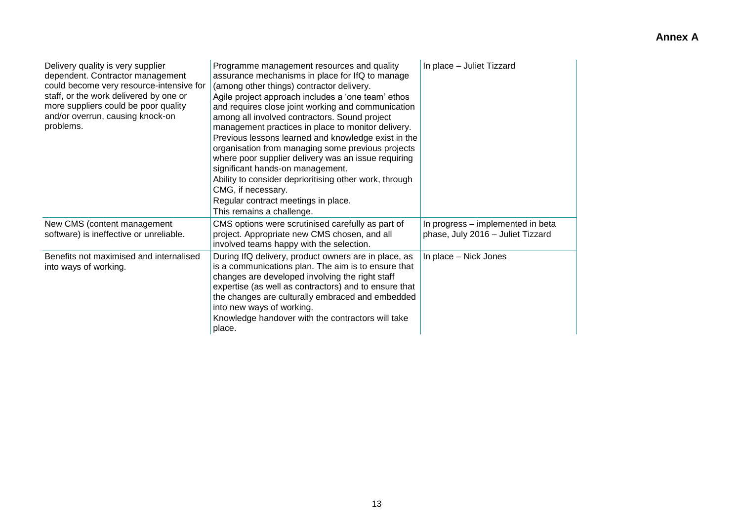**Annex A**

| | | |
|---|---|---|
| Delivery quality is very supplier dependent. Contractor management could become very resource-intensive for staff, or the work delivered by one or more suppliers could be poor quality and/or overrun, causing knock-on problems. | Programme management resources and quality assurance mechanisms in place for IfQ to manage (among other things) contractor delivery.<br>Agile project approach includes a 'one team' ethos and requires close joint working and communication among all involved contractors. Sound project management practices in place to monitor delivery.<br>Previous lessons learned and knowledge exist in the organisation from managing some previous projects where poor supplier delivery was an issue requiring significant hands-on management.<br>Ability to consider deprioritising other work, through CMG, if necessary.<br>Regular contract meetings in place.<br>This remains a challenge. | In place – Juliet Tizzard |
| New CMS (content management software) is ineffective or unreliable. | CMS options were scrutinised carefully as part of project. Appropriate new CMS chosen, and all involved teams happy with the selection. | In progress – implemented in beta phase, July 2016 – Juliet Tizzard |
| Benefits not maximised and internalised into ways of working. | During IfQ delivery, product owners are in place, as is a communications plan. The aim is to ensure that changes are developed involving the right staff expertise (as well as contractors) and to ensure that the changes are culturally embraced and embedded into new ways of working.<br>Knowledge handover with the contractors will take place. | In place – Nick Jones |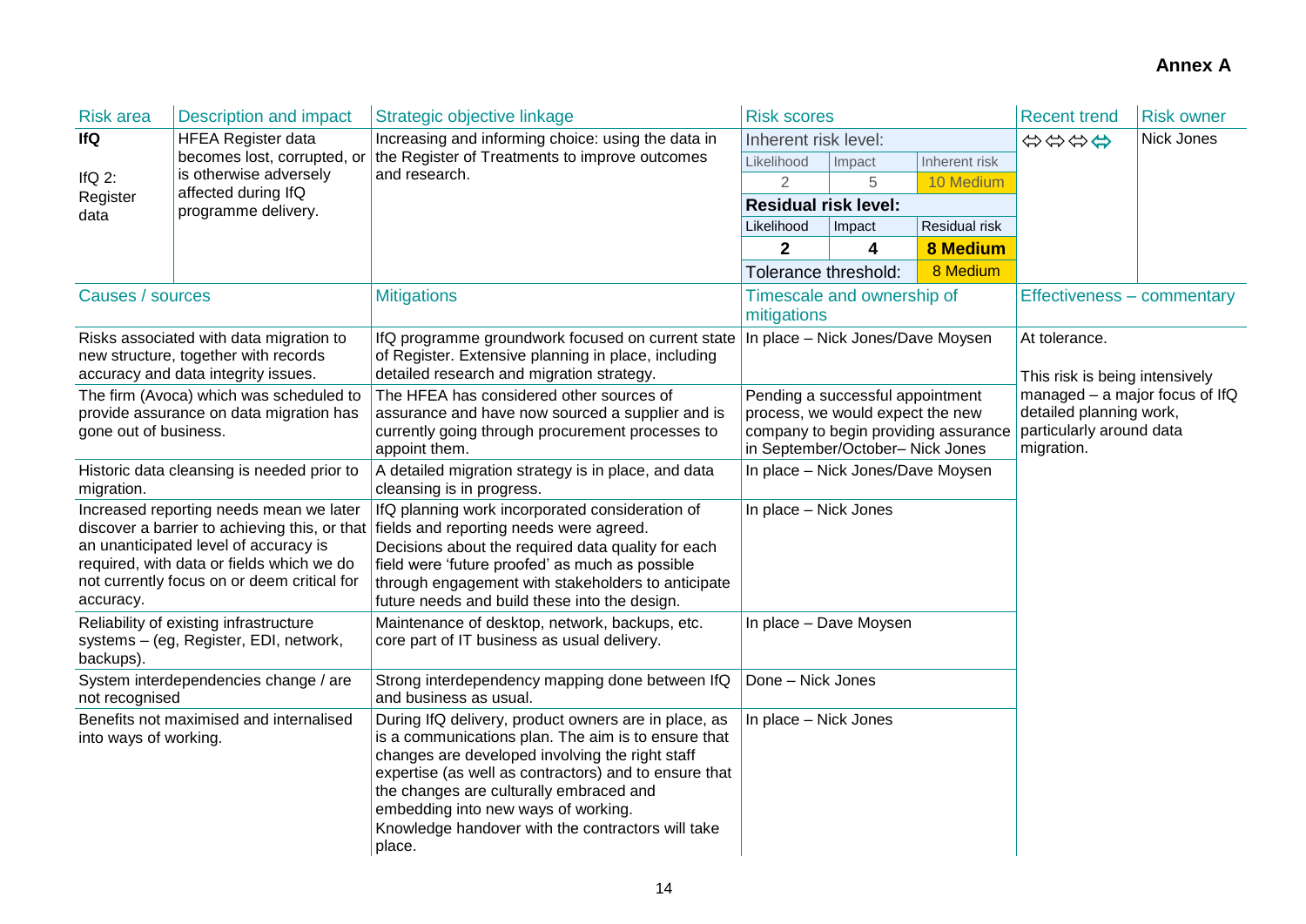**Annex A**

| Risk area | Description and impact | Strategic objective linkage | Risk scores | | | Recent trend | Risk owner |
|---|---|---|---|---|---|---|---|
| **IfQ**<br><br>IfQ 2: Register data | HFEA Register data becomes lost, corrupted, or is otherwise adversely affected during IfQ programme delivery. | Increasing and informing choice: using the data in the Register of Treatments to improve outcomes and research. | Inherent risk level: | | | ⇔⇔⇔⇔ | Nick Jones |
| | | | Likelihood | Impact | Inherent risk | | |
| | | | 2 | 5 | 10 Medium | | |
| | | | **Residual risk level:** | | | | |
| | | | Likelihood | Impact | Residual risk | | |
| | | | **2** | **4** | **8 Medium** | | |
| | | | Tolerance threshold: | | 8 Medium | | |

| Causes / sources | Mitigations | Timescale and ownership of mitigations | Effectiveness – commentary |
|---|---|---|---|
| Risks associated with data migration to new structure, together with records accuracy and data integrity issues. | IfQ programme groundwork focused on current state of Register. Extensive planning in place, including detailed research and migration strategy. | In place – Nick Jones/Dave Moysen | At tolerance.<br><br>This risk is being intensively managed – a major focus of IfQ detailed planning work, particularly around data migration. |
| The firm (Avoca) which was scheduled to provide assurance on data migration has gone out of business. | The HFEA has considered other sources of assurance and have now sourced a supplier and is currently going through procurement processes to appoint them. | Pending a successful appointment process, we would expect the new company to begin providing assurance in September/October– Nick Jones | |
| Historic data cleansing is needed prior to migration. | A detailed migration strategy is in place, and data cleansing is in progress. | In place – Nick Jones/Dave Moysen | |
| Increased reporting needs mean we later discover a barrier to achieving this, or that an unanticipated level of accuracy is required, with data or fields which we do not currently focus on or deem critical for accuracy. | IfQ planning work incorporated consideration of fields and reporting needs were agreed. Decisions about the required data quality for each field were 'future proofed' as much as possible through engagement with stakeholders to anticipate future needs and build these into the design. | In place – Nick Jones | |
| Reliability of existing infrastructure systems – (eg, Register, EDI, network, backups). | Maintenance of desktop, network, backups, etc. core part of IT business as usual delivery. | In place – Dave Moysen | |
| System interdependencies change / are not recognised | Strong interdependency mapping done between IfQ and business as usual. | Done – Nick Jones | |
| Benefits not maximised and internalised into ways of working. | During IfQ delivery, product owners are in place, as is a communications plan. The aim is to ensure that changes are developed involving the right staff expertise (as well as contractors) and to ensure that the changes are culturally embraced and embedding into new ways of working.<br>Knowledge handover with the contractors will take place. | In place – Nick Jones | |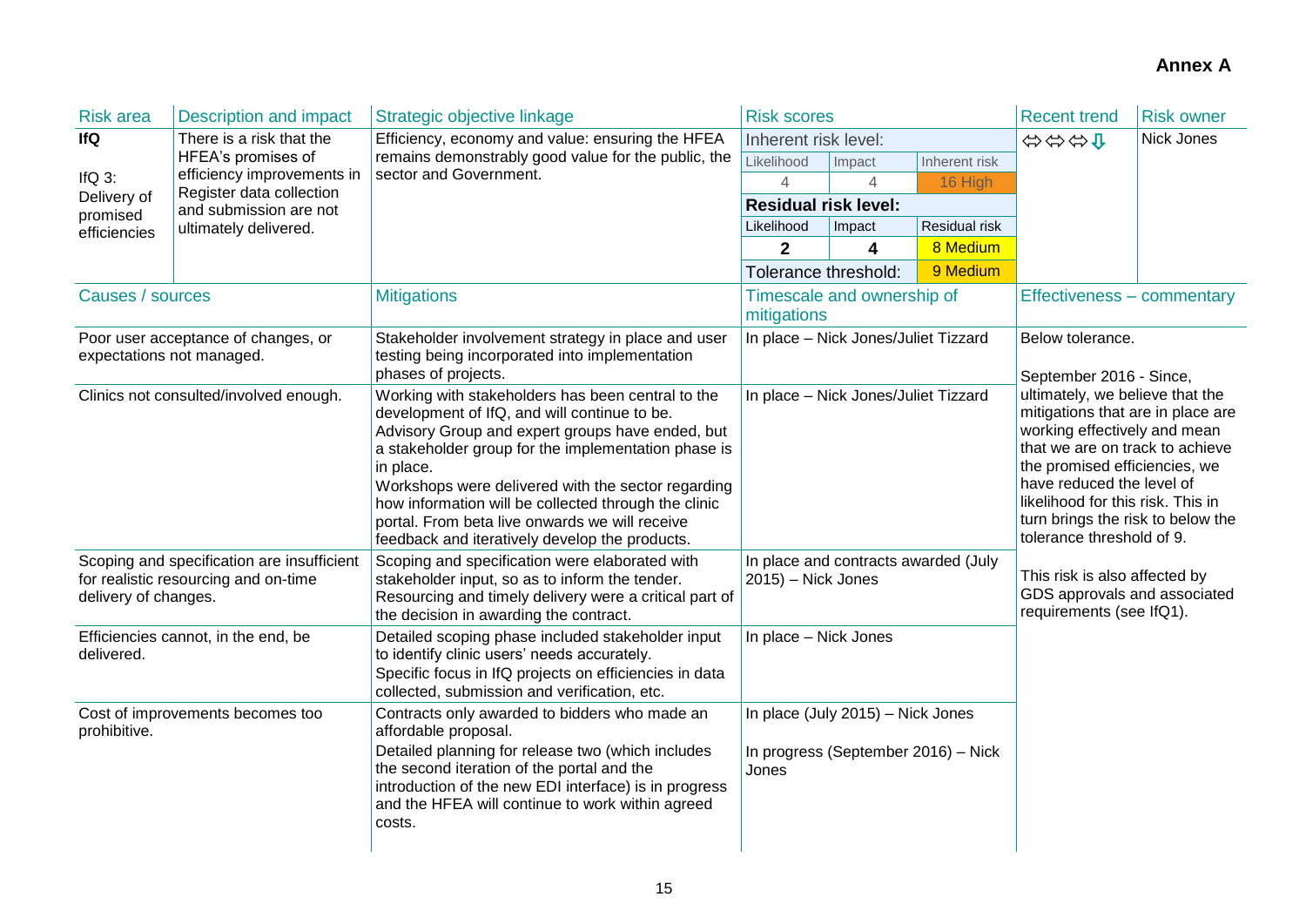**Annex A**

| Risk area | Description and impact | Strategic objective linkage | Risk scores | | | Recent trend | Risk owner |
|---|---|---|---|---|---|---|---|
| **IfQ**<br><br>IfQ 3: Delivery of promised efficiencies | There is a risk that the HFEA's promises of efficiency improvements in Register data collection and submission are not ultimately delivered. | Efficiency, economy and value: ensuring the HFEA remains demonstrably good value for the public, the sector and Government. | Inherent risk level: | | | ⇔⇔⇔⇩ | Nick Jones |
| | | | Likelihood | Impact | Inherent risk | | |
| | | | 4 | 4 | 16 High | | |
| | | | **Residual risk level:** | | | | |
| | | | Likelihood | Impact | Residual risk | | |
| | | | **2** | **4** | 8 Medium | | |
| | | | Tolerance threshold: | | 9 Medium | | |

| Causes / sources | Mitigations | Timescale and ownership of mitigations | Effectiveness – commentary |
|---|---|---|---|
| Poor user acceptance of changes, or expectations not managed. | Stakeholder involvement strategy in place and user testing being incorporated into implementation phases of projects. | In place – Nick Jones/Juliet Tizzard | Below tolerance.<br><br>September 2016 - Since, ultimately, we believe that the mitigations that are in place are working effectively and mean that we are on track to achieve the promised efficiencies, we have reduced the level of likelihood for this risk. This in turn brings the risk to below the tolerance threshold of 9.<br><br>This risk is also affected by GDS approvals and associated requirements (see IfQ1). |
| Clinics not consulted/involved enough. | Working with stakeholders has been central to the development of IfQ, and will continue to be. Advisory Group and expert groups have ended, but a stakeholder group for the implementation phase is in place.<br>Workshops were delivered with the sector regarding how information will be collected through the clinic portal. From beta live onwards we will receive feedback and iteratively develop the products. | In place – Nick Jones/Juliet Tizzard | |
| Scoping and specification are insufficient for realistic resourcing and on-time delivery of changes. | Scoping and specification were elaborated with stakeholder input, so as to inform the tender. Resourcing and timely delivery were a critical part of the decision in awarding the contract. | In place and contracts awarded (July 2015) – Nick Jones | |
| Efficiencies cannot, in the end, be delivered. | Detailed scoping phase included stakeholder input to identify clinic users' needs accurately.<br>Specific focus in IfQ projects on efficiencies in data collected, submission and verification, etc. | In place – Nick Jones | |
| Cost of improvements becomes too prohibitive. | Contracts only awarded to bidders who made an affordable proposal.<br>Detailed planning for release two (which includes the second iteration of the portal and the introduction of the new EDI interface) is in progress and the HFEA will continue to work within agreed costs. | In place (July 2015) – Nick Jones<br><br>In progress (September 2016) – Nick Jones | |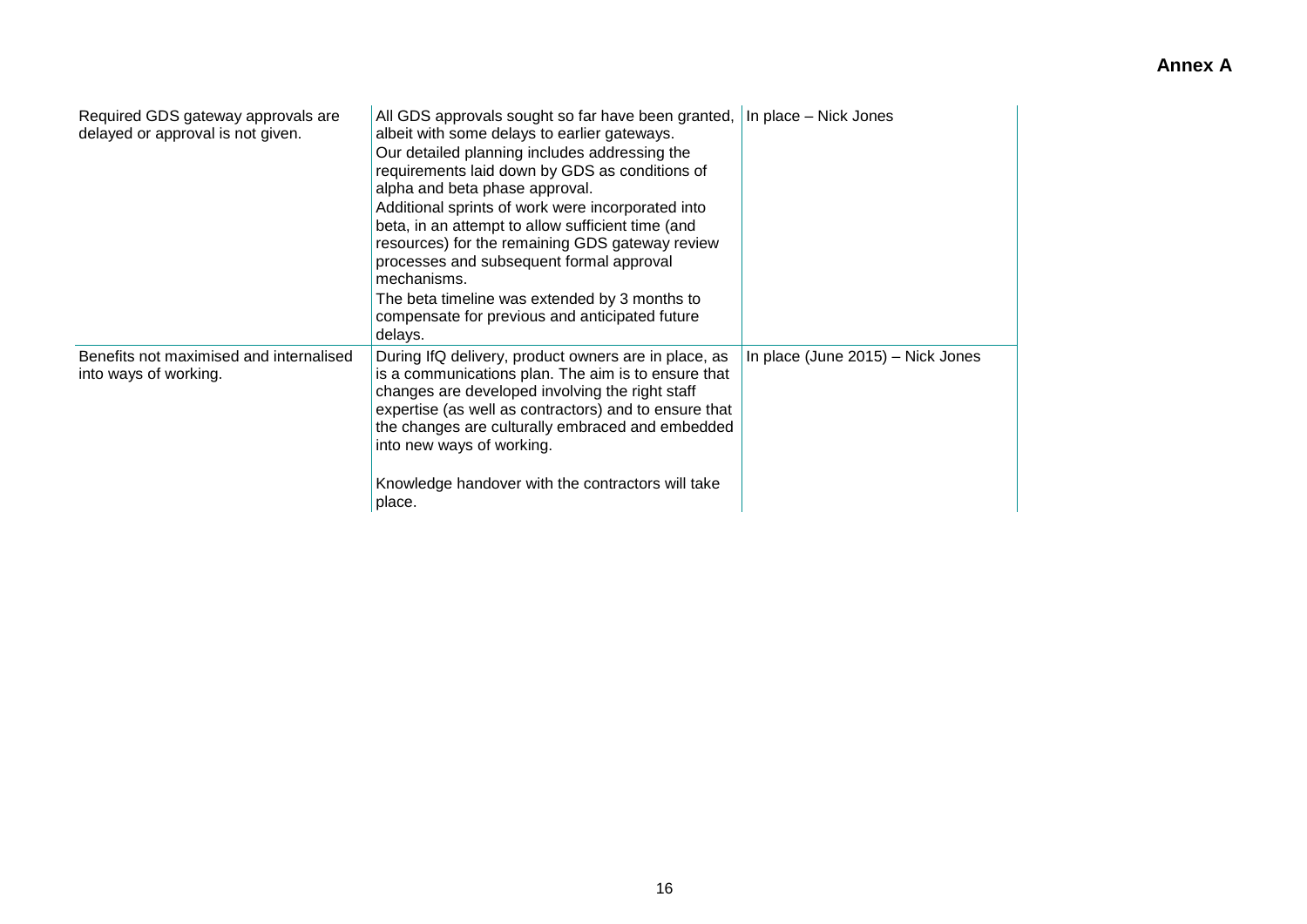**Annex A**

| | | |
|---|---|---|
| Required GDS gateway approvals are delayed or approval is not given. | All GDS approvals sought so far have been granted, albeit with some delays to earlier gateways.<br>Our detailed planning includes addressing the requirements laid down by GDS as conditions of alpha and beta phase approval.<br>Additional sprints of work were incorporated into beta, in an attempt to allow sufficient time (and resources) for the remaining GDS gateway review processes and subsequent formal approval mechanisms.<br>The beta timeline was extended by 3 months to compensate for previous and anticipated future delays. | In place – Nick Jones |
| Benefits not maximised and internalised into ways of working. | During IfQ delivery, product owners are in place, as is a communications plan. The aim is to ensure that changes are developed involving the right staff expertise (as well as contractors) and to ensure that the changes are culturally embraced and embedded into new ways of working.<br><br>Knowledge handover with the contractors will take place. | In place (June 2015) – Nick Jones |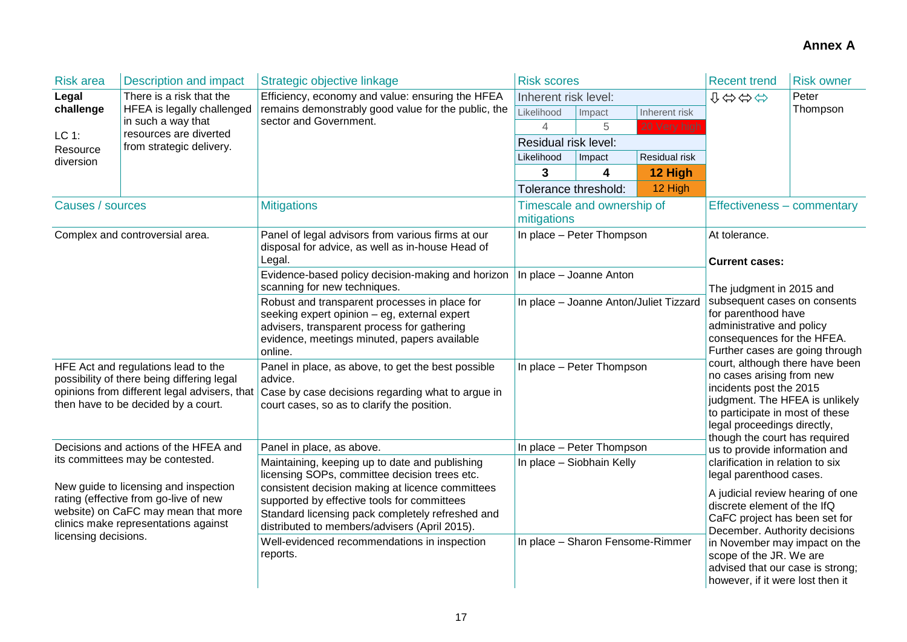**Annex A**

| Risk area | Description and impact | Strategic objective linkage | Risk scores | | | Recent trend | Risk owner |
|---|---|---|---|---|---|---|---|
| **Legal challenge**<br><br>LC 1: Resource diversion | There is a risk that the HFEA is legally challenged in such a way that resources are diverted from strategic delivery. | Efficiency, economy and value: ensuring the HFEA remains demonstrably good value for the public, the sector and Government. | Inherent risk level: | | | ⇩⇔⇔⇔ | Peter Thompson |
| | | | Likelihood | Impact | Inherent risk | | |
| | | | 4 | 5 | 20 Very high | | |
| | | | Residual risk level: | | | | |
| | | | Likelihood | Impact | Residual risk | | |
| | | | **3** | **4** | **12 High** | | |
| | | | Tolerance threshold: | | 12 High | | |

| Causes / sources | Mitigations | Timescale and ownership of mitigations | Effectiveness – commentary |
|---|---|---|---|
| Complex and controversial area. | Panel of legal advisors from various firms at our disposal for advice, as well as in-house Head of Legal. | In place – Peter Thompson | At tolerance.<br><br>**Current cases:**<br><br>The judgment in 2015 and subsequent cases on consents for parenthood have administrative and policy consequences for the HFEA. Further cases are going through court, although there have been no cases arising from new incidents post the 2015 judgment. The HFEA is unlikely to participate in most of these legal proceedings directly, though the court has required us to provide information and clarification in relation to six legal parenthood cases.<br><br>A judicial review hearing of one discrete element of the IfQ CaFC project has been set for December. Authority decisions in November may impact on the scope of the JR. We are advised that our case is strong; however, if it were lost then it |
| | Evidence-based policy decision-making and horizon scanning for new techniques. | In place – Joanne Anton | |
| | Robust and transparent processes in place for seeking expert opinion – eg, external expert advisers, transparent process for gathering evidence, meetings minuted, papers available online. | In place – Joanne Anton/Juliet Tizzard | |
| HFE Act and regulations lead to the possibility of there being differing legal opinions from different legal advisers, that then have to be decided by a court. | Panel in place, as above, to get the best possible advice.<br>Case by case decisions regarding what to argue in court cases, so as to clarify the position. | In place – Peter Thompson | |
| Decisions and actions of the HFEA and its committees may be contested.<br><br>New guide to licensing and inspection rating (effective from go-live of new website) on CaFC may mean that more clinics make representations against licensing decisions. | Panel in place, as above. | In place – Peter Thompson | |
| | Maintaining, keeping up to date and publishing licensing SOPs, committee decision trees etc. consistent decision making at licence committees supported by effective tools for committees<br>Standard licensing pack completely refreshed and distributed to members/advisers (April 2015). | In place – Siobhain Kelly | |
| | Well-evidenced recommendations in inspection reports. | In place – Sharon Fensome-Rimmer | |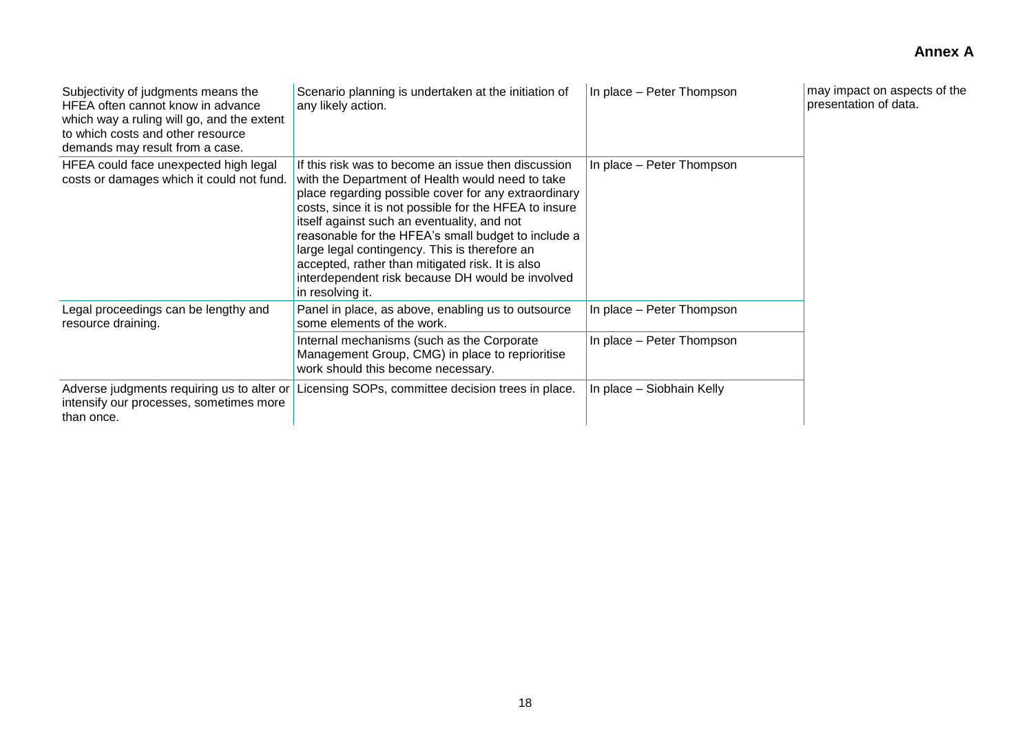**Annex A**

| | | | |
|---|---|---|---|
| Subjectivity of judgments means the HFEA often cannot know in advance which way a ruling will go, and the extent to which costs and other resource demands may result from a case. | Scenario planning is undertaken at the initiation of any likely action. | In place – Peter Thompson | may impact on aspects of the presentation of data. |
| HFEA could face unexpected high legal costs or damages which it could not fund. | If this risk was to become an issue then discussion with the Department of Health would need to take place regarding possible cover for any extraordinary costs, since it is not possible for the HFEA to insure itself against such an eventuality, and not reasonable for the HFEA's small budget to include a large legal contingency. This is therefore an accepted, rather than mitigated risk. It is also interdependent risk because DH would be involved in resolving it. | In place – Peter Thompson | |
| Legal proceedings can be lengthy and resource draining. | Panel in place, as above, enabling us to outsource some elements of the work. | In place – Peter Thompson | |
| | Internal mechanisms (such as the Corporate Management Group, CMG) in place to reprioritise work should this become necessary. | In place – Peter Thompson | |
| Adverse judgments requiring us to alter or intensify our processes, sometimes more than once. | Licensing SOPs, committee decision trees in place. | In place – Siobhain Kelly | |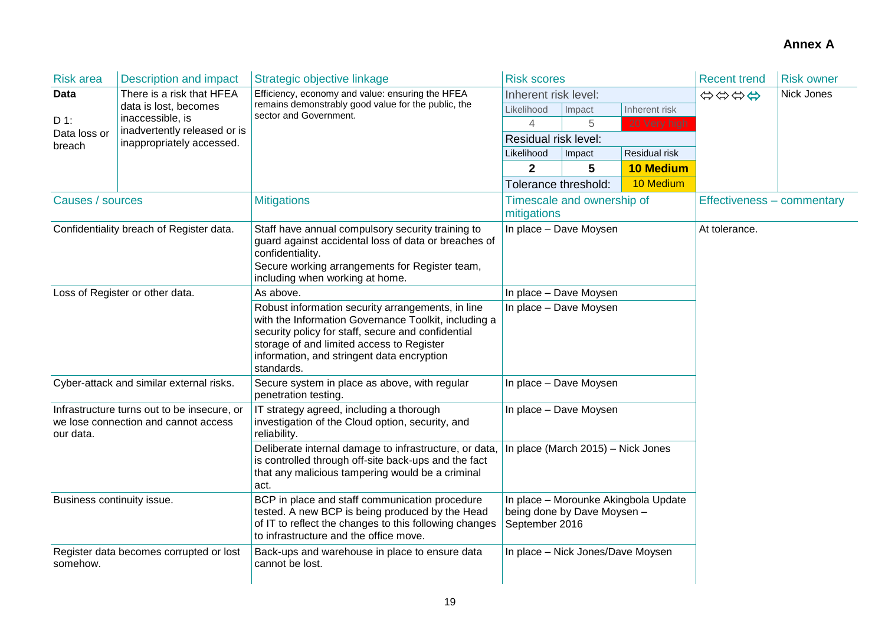**Annex A**

| Risk area | Description and impact | Strategic objective linkage | Risk scores | | | Recent trend | Risk owner |
|---|---|---|---|---|---|---|---|
| **Data**<br><br>D 1:<br>Data loss or breach | There is a risk that HFEA data is lost, becomes inaccessible, is inadvertently released or is inappropriately accessed. | Efficiency, economy and value: ensuring the HFEA remains demonstrably good value for the public, the sector and Government. | Inherent risk level: | | | ⇔⇔⇔⇔ | Nick Jones |
| | | | Likelihood | Impact | Inherent risk | | |
| | | | 4 | 5 | 20 Very high | | |
| | | | Residual risk level: | | | | |
| | | | Likelihood | Impact | Residual risk | | |
| | | | **2** | **5** | **10 Medium** | | |
| | | | Tolerance threshold: | | 10 Medium | | |

| Causes / sources | Mitigations | Timescale and ownership of mitigations | Effectiveness – commentary |
|---|---|---|---|
| Confidentiality breach of Register data. | Staff have annual compulsory security training to guard against accidental loss of data or breaches of confidentiality.<br>Secure working arrangements for Register team, including when working at home. | In place – Dave Moysen | At tolerance. |
| Loss of Register or other data. | As above. | In place – Dave Moysen | |
| | Robust information security arrangements, in line with the Information Governance Toolkit, including a security policy for staff, secure and confidential storage of and limited access to Register information, and stringent data encryption standards. | In place – Dave Moysen | |
| Cyber-attack and similar external risks. | Secure system in place as above, with regular penetration testing. | In place – Dave Moysen | |
| Infrastructure turns out to be insecure, or we lose connection and cannot access our data. | IT strategy agreed, including a thorough investigation of the Cloud option, security, and reliability. | In place – Dave Moysen | |
| | Deliberate internal damage to infrastructure, or data, is controlled through off-site back-ups and the fact that any malicious tampering would be a criminal act. | In place (March 2015) – Nick Jones | |
| Business continuity issue. | BCP in place and staff communication procedure tested. A new BCP is being produced by the Head of IT to reflect the changes to this following changes to infrastructure and the office move. | In place – Morounke Akingbola Update being done by Dave Moysen – September 2016 | |
| Register data becomes corrupted or lost somehow. | Back-ups and warehouse in place to ensure data cannot be lost. | In place – Nick Jones/Dave Moysen | |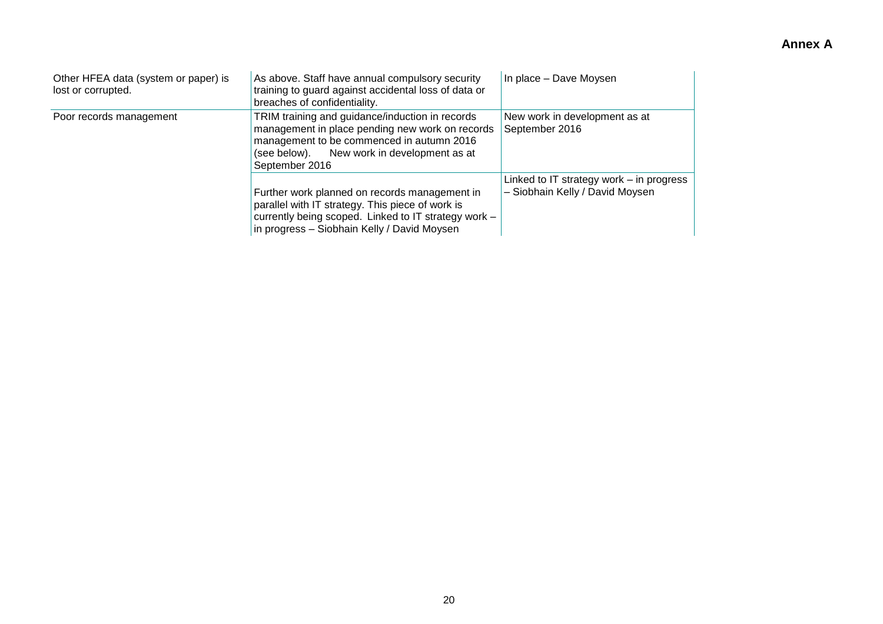**Annex A**

| | | |
|---|---|---|
| Other HFEA data (system or paper) is lost or corrupted. | As above. Staff have annual compulsory security training to guard against accidental loss of data or breaches of confidentiality. | In place – Dave Moysen |
| Poor records management | TRIM training and guidance/induction in records management in place pending new work on records management to be commenced in autumn 2016 (see below). New work in development as at September 2016 | New work in development as at September 2016 |
| | Further work planned on records management in parallel with IT strategy. This piece of work is currently being scoped. Linked to IT strategy work – in progress – Siobhain Kelly / David Moysen | Linked to IT strategy work – in progress – Siobhain Kelly / David Moysen |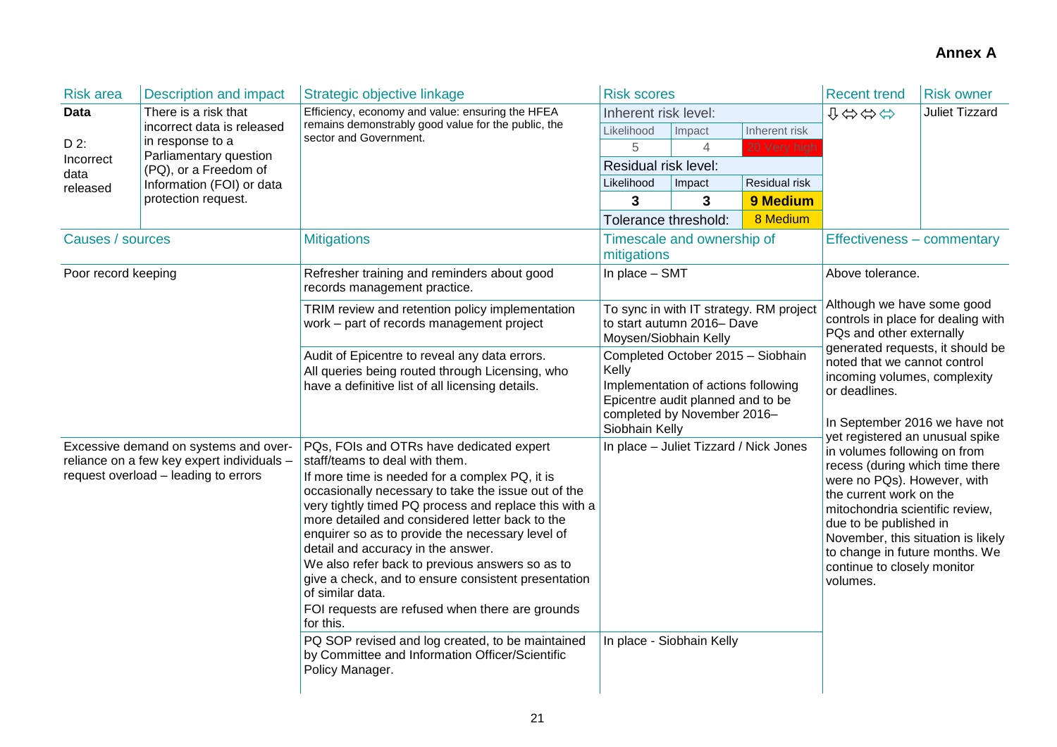**Annex A**

| Risk area | Description and impact | Strategic objective linkage | Risk scores | | | Recent trend | Risk owner |
|---|---|---|---|---|---|---|---|
| **Data**<br><br>D 2:<br>Incorrect data released | There is a risk that incorrect data is released in response to a Parliamentary question (PQ), or a Freedom of Information (FOI) or data protection request. | Efficiency, economy and value: ensuring the HFEA remains demonstrably good value for the public, the sector and Government. | Inherent risk level: | | | ⇩⇔⇔⇔ | Juliet Tizzard |
| | | | Likelihood | Impact | Inherent risk | | |
| | | | 5 | 4 | 20 Very high | | |
| | | | Residual risk level: | | | | |
| | | | Likelihood | Impact | Residual risk | | |
| | | | **3** | **3** | **9 Medium** | | |
| | | | Tolerance threshold: | | 8 Medium | | |

| Causes / sources | Mitigations | Timescale and ownership of mitigations | Effectiveness – commentary |
|---|---|---|---|
| Poor record keeping | Refresher training and reminders about good records management practice. | In place – SMT | Above tolerance.<br><br>Although we have some good controls in place for dealing with PQs and other externally generated requests, it should be noted that we cannot control incoming volumes, complexity or deadlines.<br><br>In September 2016 we have not yet registered an unusual spike in volumes following on from recess (during which time there were no PQs). However, with the current work on the mitochondria scientific review, due to be published in November, this situation is likely to change in future months. We continue to closely monitor volumes. |
| | TRIM review and retention policy implementation work – part of records management project | To sync in with IT strategy. RM project to start autumn 2016– Dave Moysen/Siobhain Kelly | |
| | Audit of Epicentre to reveal any data errors. All queries being routed through Licensing, who have a definitive list of all licensing details. | Completed October 2015 – Siobhain Kelly<br>Implementation of actions following Epicentre audit planned and to be completed by November 2016– Siobhain Kelly | |
| Excessive demand on systems and over-reliance on a few key expert individuals – request overload – leading to errors | PQs, FOIs and OTRs have dedicated expert staff/teams to deal with them.<br>If more time is needed for a complex PQ, it is occasionally necessary to take the issue out of the very tightly timed PQ process and replace this with a more detailed and considered letter back to the enquirer so as to provide the necessary level of detail and accuracy in the answer.<br>We also refer back to previous answers so as to give a check, and to ensure consistent presentation of similar data.<br>FOI requests are refused when there are grounds for this. | In place – Juliet Tizzard / Nick Jones | |
| | PQ SOP revised and log created, to be maintained by Committee and Information Officer/Scientific Policy Manager. | In place - Siobhain Kelly | |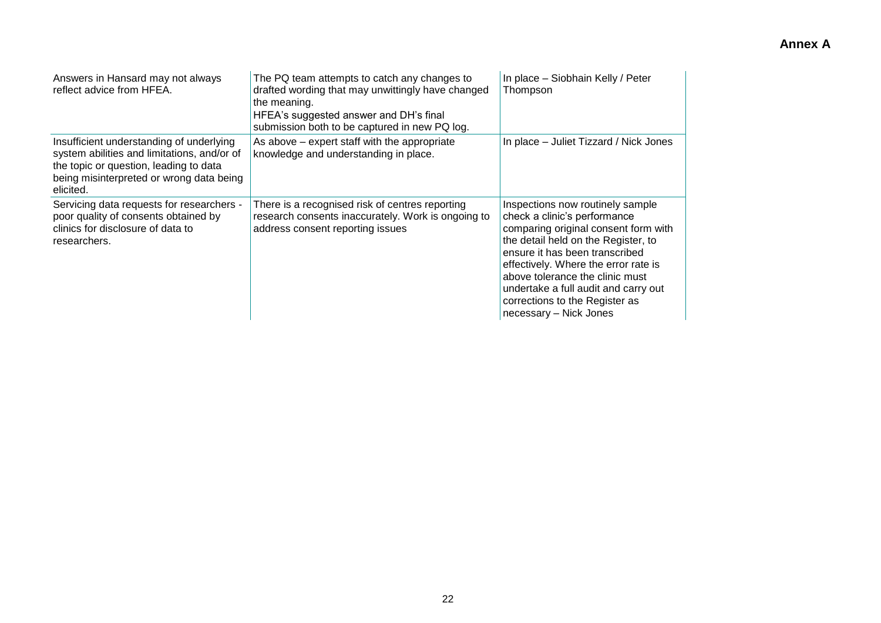**Annex A**

| | | |
|---|---|---|
| Answers in Hansard may not always reflect advice from HFEA. | The PQ team attempts to catch any changes to drafted wording that may unwittingly have changed the meaning.<br>HFEA's suggested answer and DH's final submission both to be captured in new PQ log. | In place – Siobhain Kelly / Peter Thompson |
| Insufficient understanding of underlying system abilities and limitations, and/or of the topic or question, leading to data being misinterpreted or wrong data being elicited. | As above – expert staff with the appropriate knowledge and understanding in place. | In place – Juliet Tizzard / Nick Jones |
| Servicing data requests for researchers - poor quality of consents obtained by clinics for disclosure of data to researchers. | There is a recognised risk of centres reporting research consents inaccurately. Work is ongoing to address consent reporting issues | Inspections now routinely sample check a clinic's performance comparing original consent form with the detail held on the Register, to ensure it has been transcribed effectively. Where the error rate is above tolerance the clinic must undertake a full audit and carry out corrections to the Register as necessary – Nick Jones |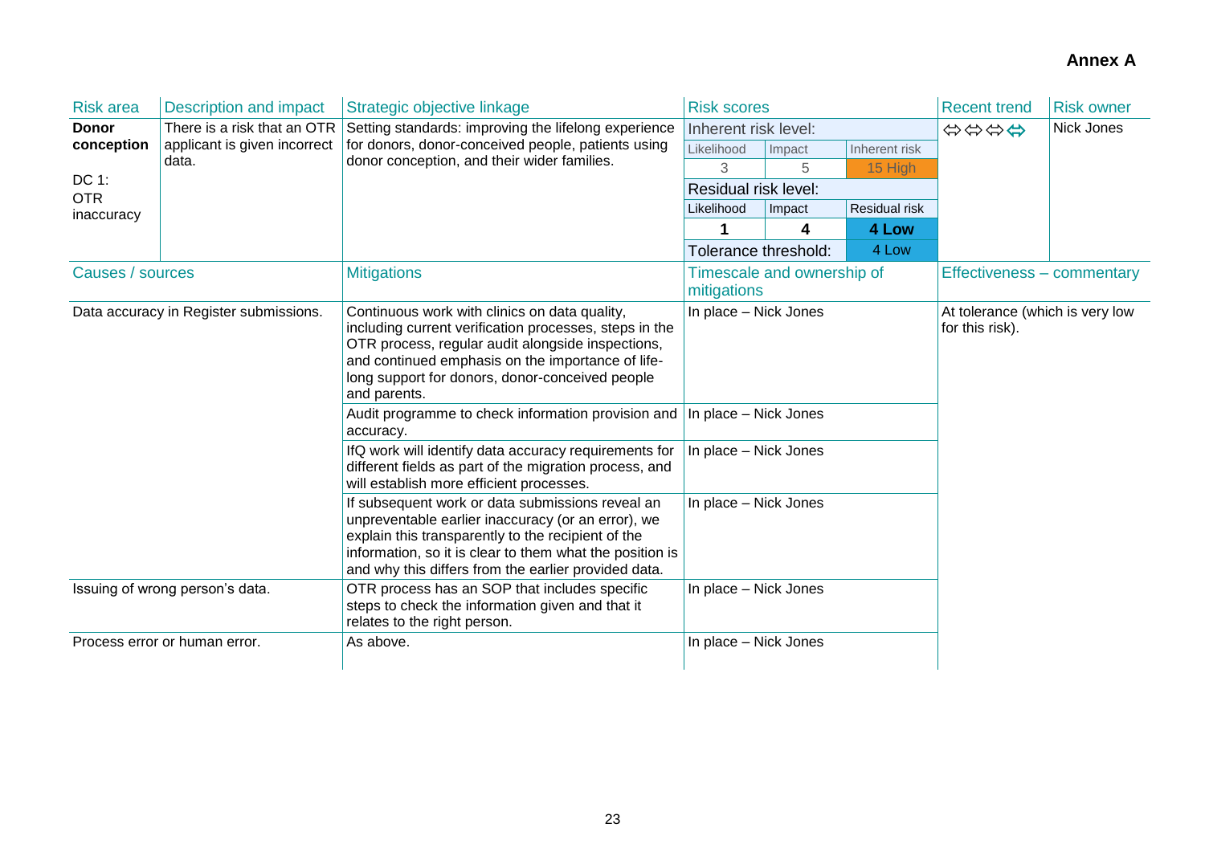**Annex A**

| Risk area | Description and impact | Strategic objective linkage | Risk scores | | | Recent trend | Risk owner |
|---|---|---|---|---|---|---|---|
| **Donor conception**<br><br>DC 1:<br>OTR inaccuracy | There is a risk that an OTR applicant is given incorrect data. | Setting standards: improving the lifelong experience for donors, donor-conceived people, patients using donor conception, and their wider families. | Inherent risk level: | | | ⬄⬄⬄⬄ | Nick Jones |
| | | | Likelihood | Impact | Inherent risk | | |
| | | | 3 | 5 | 15 High | | |
| | | | Residual risk level: | | | | |
| | | | Likelihood | Impact | Residual risk | | |
| | | | **1** | **4** | **4 Low** | | |
| | | | Tolerance threshold: | | 4 Low | | |

| Causes / sources | Mitigations | Timescale and ownership of mitigations | Effectiveness – commentary |
|---|---|---|---|
| Data accuracy in Register submissions. | Continuous work with clinics on data quality, including current verification processes, steps in the OTR process, regular audit alongside inspections, and continued emphasis on the importance of life-long support for donors, donor-conceived people and parents. | In place – Nick Jones | At tolerance (which is very low for this risk). |
| | Audit programme to check information provision and accuracy. | In place – Nick Jones | |
| | IfQ work will identify data accuracy requirements for different fields as part of the migration process, and will establish more efficient processes. | In place – Nick Jones | |
| | If subsequent work or data submissions reveal an unpreventable earlier inaccuracy (or an error), we explain this transparently to the recipient of the information, so it is clear to them what the position is and why this differs from the earlier provided data. | In place – Nick Jones | |
| Issuing of wrong person's data. | OTR process has an SOP that includes specific steps to check the information given and that it relates to the right person. | In place – Nick Jones | |
| Process error or human error. | As above. | In place – Nick Jones | |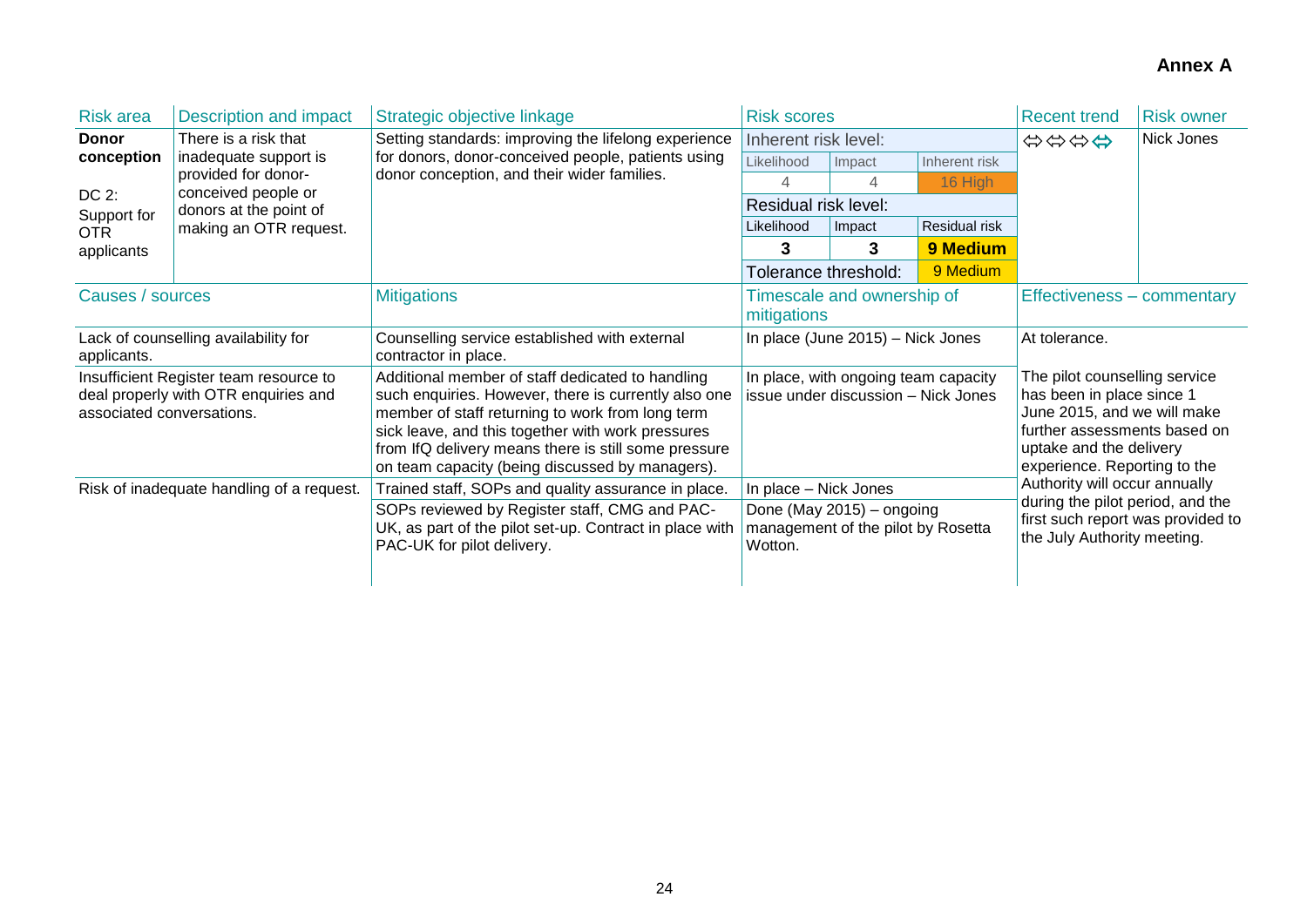**Annex A**

| Risk area | Description and impact | Strategic objective linkage | Risk scores | | | Recent trend | Risk owner |
|---|---|---|---|---|---|---|---|
| **Donor conception**<br><br>DC 2:<br>Support for OTR applicants | There is a risk that inadequate support is provided for donor-conceived people or donors at the point of making an OTR request. | Setting standards: improving the lifelong experience for donors, donor-conceived people, patients using donor conception, and their wider families. | Inherent risk level: | | | ⇔⇔⇔⇔ | Nick Jones |
| | | | Likelihood | Impact | Inherent risk | | |
| | | | 4 | 4 | 16 High | | |
| | | | Residual risk level: | | | | |
| | | | Likelihood | Impact | Residual risk | | |
| | | | **3** | **3** | **9 Medium** | | |
| | | | Tolerance threshold: | | 9 Medium | | |

| Causes / sources | Mitigations | Timescale and ownership of mitigations | Effectiveness – commentary |
|---|---|---|---|
| Lack of counselling availability for applicants. | Counselling service established with external contractor in place. | In place (June 2015) – Nick Jones | At tolerance.<br><br>The pilot counselling service has been in place since 1 June 2015, and we will make further assessments based on uptake and the delivery experience. Reporting to the Authority will occur annually during the pilot period, and the first such report was provided to the July Authority meeting. |
| Insufficient Register team resource to deal properly with OTR enquiries and associated conversations. | Additional member of staff dedicated to handling such enquiries. However, there is currently also one member of staff returning to work from long term sick leave, and this together with work pressures from IfQ delivery means there is still some pressure on team capacity (being discussed by managers). | In place, with ongoing team capacity issue under discussion – Nick Jones | |
| Risk of inadequate handling of a request. | Trained staff, SOPs and quality assurance in place. | In place – Nick Jones | |
| | SOPs reviewed by Register staff, CMG and PAC-UK, as part of the pilot set-up. Contract in place with PAC-UK for pilot delivery. | Done (May 2015) – ongoing management of the pilot by Rosetta Wotton. | |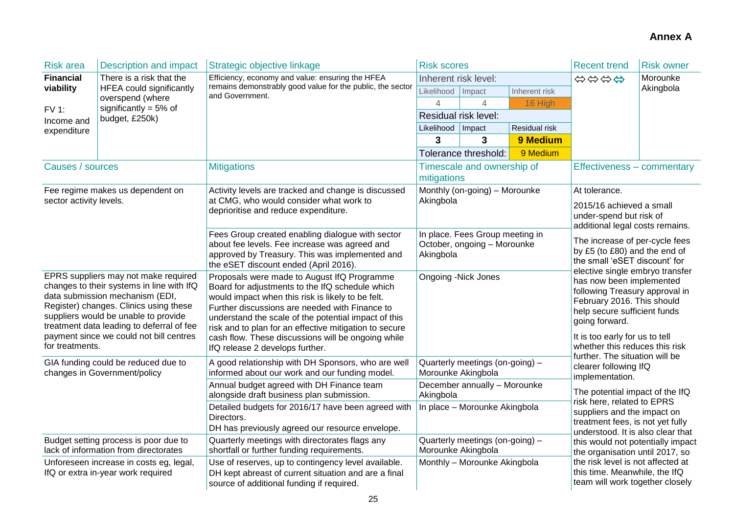**Annex A**

| Risk area | Description and impact | Strategic objective linkage | Risk scores | | | Recent trend | Risk owner |
|---|---|---|---|---|---|---|---|
| **Financial viability**<br><br>FV 1:<br>Income and expenditure | There is a risk that the HFEA could significantly overspend (where significantly = 5% of budget, £250k) | Efficiency, economy and value: ensuring the HFEA remains demonstrably good value for the public, the sector and Government. | Inherent risk level: | | | ⇔⇔⇔⇔ | Morounke Akingbola |
| | | | Likelihood | Impact | Inherent risk | | |
| | | | 4 | 4 | 16 High | | |
| | | | Residual risk level: | | | | |
| | | | Likelihood | Impact | Residual risk | | |
| | | | **3** | **3** | **9 Medium** | | |
| | | | Tolerance threshold: | | 9 Medium | | |

| Causes / sources | Mitigations | Timescale and ownership of mitigations | Effectiveness – commentary |
|---|---|---|---|
| Fee regime makes us dependent on sector activity levels. | Activity levels are tracked and change is discussed at CMG, who would consider what work to deprioritise and reduce expenditure. | Monthly (on-going) – Morounke Akingbola | At tolerance.<br><br>2015/16 achieved a small under-spend but risk of additional legal costs remains.<br><br>The increase of per-cycle fees by £5 (to £80) and the end of the small 'eSET discount' for elective single embryo transfer has now been implemented following Treasury approval in February 2016. This should help secure sufficient funds going forward.<br><br>It is too early for us to tell whether this reduces this risk further. The situation will be clearer following IfQ implementation.<br><br>The potential impact of the IfQ risk here, related to EPRS suppliers and the impact on treatment fees, is not yet fully understood. It is also clear that this would not potentially impact the organisation until 2017, so the risk level is not affected at this time. Meanwhile, the IfQ team will work together closely |
| | Fees Group created enabling dialogue with sector about fee levels. Fee increase was agreed and approved by Treasury. This was implemented and the eSET discount ended (April 2016). | In place. Fees Group meeting in October, ongoing – Morounke Akingbola | |
| EPRS suppliers may not make required changes to their systems in line with IfQ data submission mechanism (EDI, Register) changes. Clinics using these suppliers would be unable to provide treatment data leading to deferral of fee payment since we could not bill centres for treatments. | Proposals were made to August IfQ Programme Board for adjustments to the IfQ schedule which would impact when this risk is likely to be felt. Further discussions are needed with Finance to understand the scale of the potential impact of this risk and to plan for an effective mitigation to secure cash flow. These discussions will be ongoing while IfQ release 2 develops further. | Ongoing -Nick Jones | |
| GIA funding could be reduced due to changes in Government/policy | A good relationship with DH Sponsors, who are well informed about our work and our funding model. | Quarterly meetings (on-going) – Morounke Akingbola | |
| | Annual budget agreed with DH Finance team alongside draft business plan submission. | December annually – Morounke Akingbola | |
| | Detailed budgets for 2016/17 have been agreed with Directors.<br>DH has previously agreed our resource envelope. | In place – Morounke Akingbola | |
| Budget setting process is poor due to lack of information from directorates | Quarterly meetings with directorates flags any shortfall or further funding requirements. | Quarterly meetings (on-going) – Morounke Akingbola | |
| Unforeseen increase in costs eg, legal, IfQ or extra in-year work required | Use of reserves, up to contingency level available. DH kept abreast of current situation and are a final source of additional funding if required. | Monthly – Morounke Akingbola | |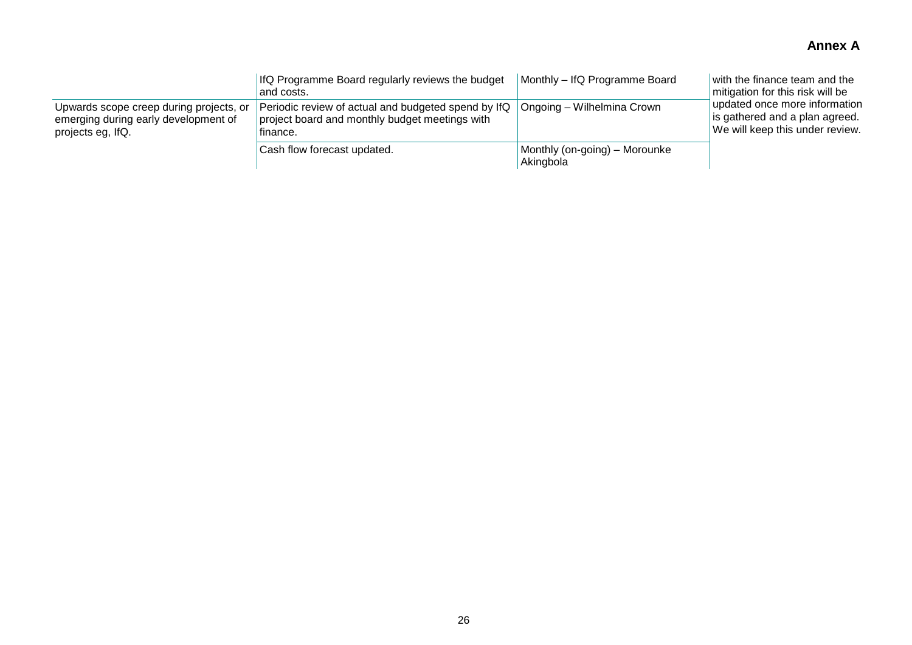## Annex A

| | | | |
|---|---|---|---|
| | IfQ Programme Board regularly reviews the budget and costs. | Monthly – IfQ Programme Board | with the finance team and the mitigation for this risk will be updated once more information is gathered and a plan agreed. We will keep this under review. |
| Upwards scope creep during projects, or emerging during early development of projects eg, IfQ. | Periodic review of actual and budgeted spend by IfQ project board and monthly budget meetings with finance. | Ongoing – Wilhelmina Crown | |
| | Cash flow forecast updated. | Monthly (on-going) – Morounke Akingbola | |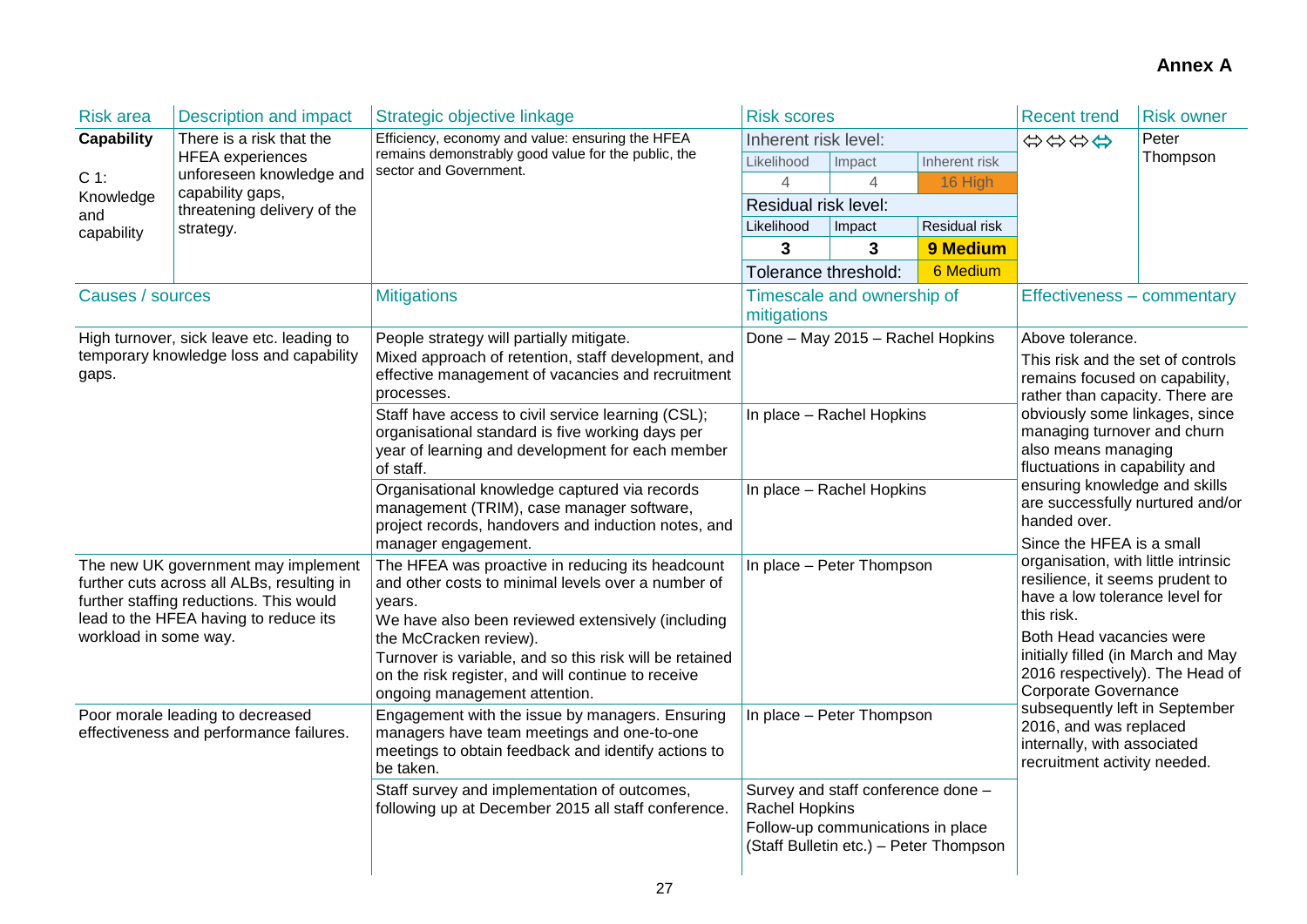**Annex A**

| Risk area | Description and impact | Strategic objective linkage | Risk scores | | | Recent trend | Risk owner |
|---|---|---|---|---|---|---|---|
| **Capability**<br><br>C 1: Knowledge and capability | There is a risk that the HFEA experiences unforeseen knowledge and capability gaps, threatening delivery of the strategy. | Efficiency, economy and value: ensuring the HFEA remains demonstrably good value for the public, the sector and Government. | Inherent risk level: | | | ⇔⇔⇔⇔ | Peter Thompson |
| | | | Likelihood | Impact | Inherent risk | | |
| | | | 4 | 4 | 16 High | | |
| | | | Residual risk level: | | | | |
| | | | Likelihood | Impact | Residual risk | | |
| | | | **3** | **3** | **9 Medium** | | |
| | | | Tolerance threshold: | | 6 Medium | | |

| Causes / sources | Mitigations | Timescale and ownership of mitigations | Effectiveness – commentary |
|---|---|---|---|
| High turnover, sick leave etc. leading to temporary knowledge loss and capability gaps. | People strategy will partially mitigate.<br>Mixed approach of retention, staff development, and effective management of vacancies and recruitment processes. | Done – May 2015 – Rachel Hopkins | Above tolerance.<br>This risk and the set of controls remains focused on capability, rather than capacity. There are obviously some linkages, since managing turnover and churn also means managing fluctuations in capability and ensuring knowledge and skills are successfully nurtured and/or handed over.<br>Since the HFEA is a small organisation, with little intrinsic resilience, it seems prudent to have a low tolerance level for this risk.<br>Both Head vacancies were initially filled (in March and May 2016 respectively). The Head of Corporate Governance subsequently left in September 2016, and was replaced internally, with associated recruitment activity needed. |
| | Staff have access to civil service learning (CSL); organisational standard is five working days per year of learning and development for each member of staff. | In place – Rachel Hopkins | |
| | Organisational knowledge captured via records management (TRIM), case manager software, project records, handovers and induction notes, and manager engagement. | In place – Rachel Hopkins | |
| The new UK government may implement further cuts across all ALBs, resulting in further staffing reductions. This would lead to the HFEA having to reduce its workload in some way. | The HFEA was proactive in reducing its headcount and other costs to minimal levels over a number of years.<br>We have also been reviewed extensively (including the McCracken review).<br>Turnover is variable, and so this risk will be retained on the risk register, and will continue to receive ongoing management attention. | In place – Peter Thompson | |
| Poor morale leading to decreased effectiveness and performance failures. | Engagement with the issue by managers. Ensuring managers have team meetings and one-to-one meetings to obtain feedback and identify actions to be taken. | In place – Peter Thompson | |
| | Staff survey and implementation of outcomes, following up at December 2015 all staff conference. | Survey and staff conference done – Rachel Hopkins<br>Follow-up communications in place (Staff Bulletin etc.) – Peter Thompson | |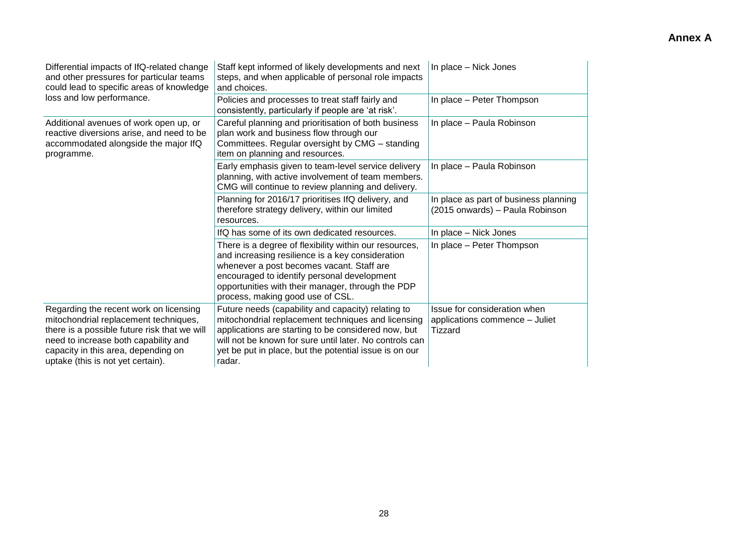**Annex A**

| | | |
|---|---|---|
| Differential impacts of IfQ-related change and other pressures for particular teams could lead to specific areas of knowledge loss and low performance. | Staff kept informed of likely developments and next steps, and when applicable of personal role impacts and choices. | In place – Nick Jones |
| | Policies and processes to treat staff fairly and consistently, particularly if people are 'at risk'. | In place – Peter Thompson |
| Additional avenues of work open up, or reactive diversions arise, and need to be accommodated alongside the major IfQ programme. | Careful planning and prioritisation of both business plan work and business flow through our Committees. Regular oversight by CMG – standing item on planning and resources. | In place – Paula Robinson |
| | Early emphasis given to team-level service delivery planning, with active involvement of team members. CMG will continue to review planning and delivery. | In place – Paula Robinson |
| | Planning for 2016/17 prioritises IfQ delivery, and therefore strategy delivery, within our limited resources. | In place as part of business planning (2015 onwards) – Paula Robinson |
| | IfQ has some of its own dedicated resources. | In place – Nick Jones |
| | There is a degree of flexibility within our resources, and increasing resilience is a key consideration whenever a post becomes vacant. Staff are encouraged to identify personal development opportunities with their manager, through the PDP process, making good use of CSL. | In place – Peter Thompson |
| Regarding the recent work on licensing mitochondrial replacement techniques, there is a possible future risk that we will need to increase both capability and capacity in this area, depending on uptake (this is not yet certain). | Future needs (capability and capacity) relating to mitochondrial replacement techniques and licensing applications are starting to be considered now, but will not be known for sure until later. No controls can yet be put in place, but the potential issue is on our radar. | Issue for consideration when applications commence – Juliet Tizzard |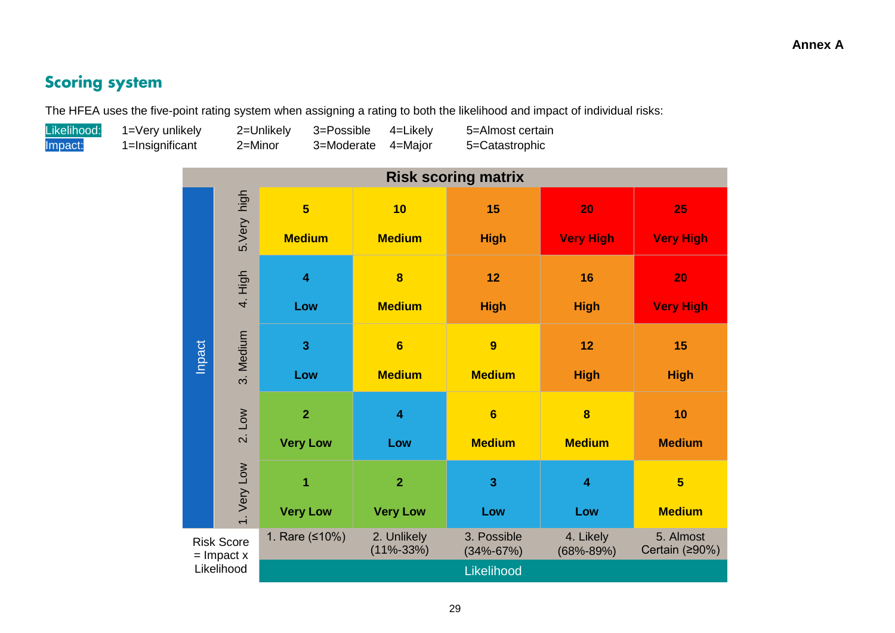**Annex A**

## Scoring system

The HFEA uses the five-point rating system when assigning a rating to both the likelihood and impact of individual risks:

| | | | | | |
|---|---|---|---|---|---|
| Likelihood: | 1=Very unlikely | 2=Unlikely | 3=Possible | 4=Likely | 5=Almost certain |
| Impact: | 1=Insignificant | 2=Minor | 3=Moderate | 4=Major | 5=Catastrophic |

**Risk scoring matrix**

| Inpact | | | | | |
|---|---|---|---|---|---|
| 5.Very high | **5** **Medium** | **10** **Medium** | **15** **High** | **20** **Very High** | **25** **Very High** |
| 4. High | **4** **Low** | **8** **Medium** | **12** **High** | **16** **High** | **20** **Very High** |
| 3. Medium | **3** **Low** | **6** **Medium** | **9** **Medium** | **12** **High** | **15** **High** |
| 2. Low | **2** **Very Low** | **4** **Low** | **6** **Medium** | **8** **Medium** | **10** **Medium** |
| 1. Very Low | **1** **Very Low** | **2** **Very Low** | **3** **Low** | **4** **Low** | **5** **Medium** |
| Risk Score = Impact x Likelihood | 1. Rare (≤10%) | 2. Unlikely (11%-33%) | 3. Possible (34%-67%) | 4. Likely (68%-89%) | 5. Almost Certain (≥90%) |
| | Likelihood | | | | |